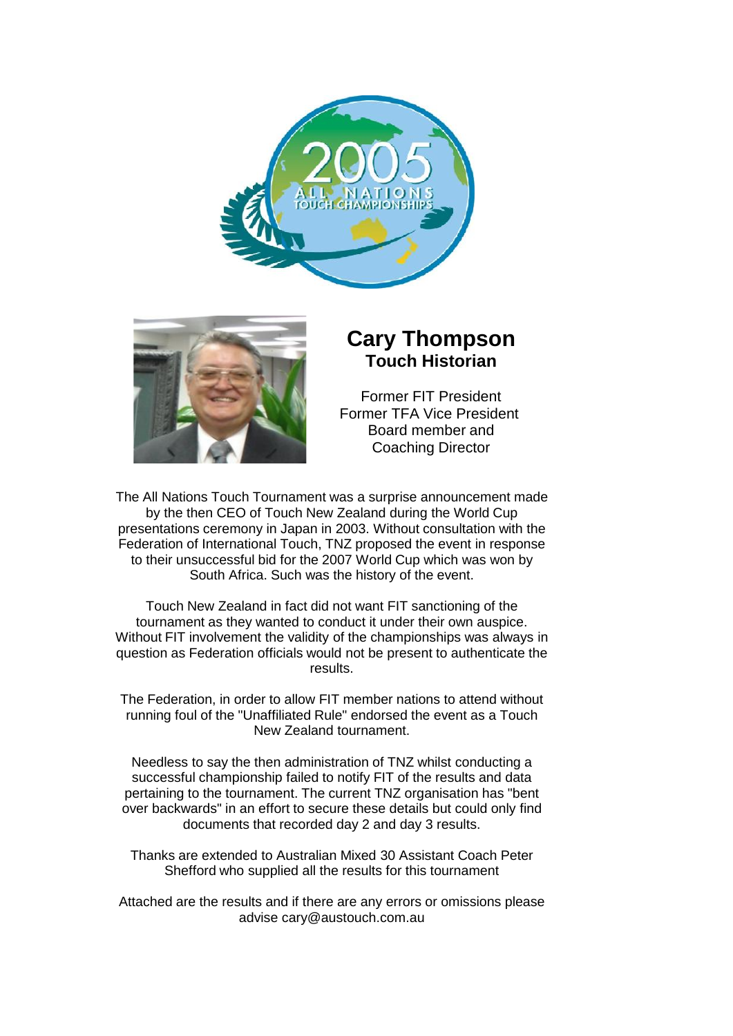# Cary Thompson
## Touch Historian

Former FIT President
Former TFA Vice President
Board member and
Coaching Director

The All Nations Touch Tournament was a surprise announcement made by the then CEO of Touch New Zealand during the World Cup presentations ceremony in Japan in 2003. Without consultation with the Federation of International Touch, TNZ proposed the event in response to their unsuccessful bid for the 2007 World Cup which was won by South Africa. Such was the history of the event.

Touch New Zealand in fact did not want FIT sanctioning of the tournament as they wanted to conduct it under their own auspice. Without FIT involvement the validity of the championships was always in question as Federation officials would not be present to authenticate the results.

The Federation, in order to allow FIT member nations to attend without running foul of the "Unaffiliated Rule" endorsed the event as a Touch New Zealand tournament.

Needless to say the then administration of TNZ whilst conducting a successful championship failed to notify FIT of the results and data pertaining to the tournament. The current TNZ organisation has "bent over backwards" in an effort to secure these details but could only find documents that recorded day 2 and day 3 results.

Thanks are extended to Australian Mixed 30 Assistant Coach Peter Shefford who supplied all the results for this tournament

Attached are the results and if there are any errors or omissions please advise cary@austouch.com.au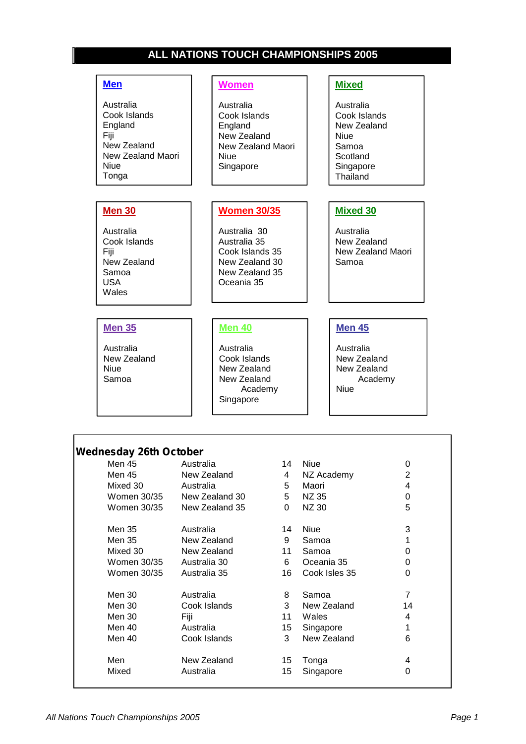# ALL NATIONS TOUCH CHAMPIONSHIPS 2005

**Men**

Australia
Cook Islands
England
Fiji
New Zealand
New Zealand Maori
Niue
Tonga

**Women**

Australia
Cook Islands
England
New Zealand
New Zealand Maori
Niue
Singapore

**Mixed**

Australia
Cook Islands
New Zealand
Niue
Samoa
Scotland
Singapore
Thailand

**Men 30**

Australia
Cook Islands
Fiji
New Zealand
Samoa
USA
Wales

**Women 30/35**

Australia 30
Australia 35
Cook Islands 35
New Zealand 30
New Zealand 35
Oceania 35

**Mixed 30**

Australia
New Zealand
New Zealand Maori
Samoa

**Men 35**

Australia
New Zealand
Niue
Samoa

**Men 40**

Australia
Cook Islands
New Zealand
New Zealand Academy
Singapore

**Men 45**

Australia
New Zealand
New Zealand Academy
Niue

## Wednesday 26th October

| Division | Team | Score | Team | Score |
|---|---|---|---|---|
| Men 45 | Australia | 14 | Niue | 0 |
| Men 45 | New Zealand | 4 | NZ Academy | 2 |
| Mixed 30 | Australia | 5 | Maori | 4 |
| Women 30/35 | New Zealand 30 | 5 | NZ 35 | 0 |
| Women 30/35 | New Zealand 35 | 0 | NZ 30 | 5 |
| | | | | |
| Men 35 | Australia | 14 | Niue | 3 |
| Men 35 | New Zealand | 9 | Samoa | 1 |
| Mixed 30 | New Zealand | 11 | Samoa | 0 |
| Women 30/35 | Australia 30 | 6 | Oceania 35 | 0 |
| Women 30/35 | Australia 35 | 16 | Cook Isles 35 | 0 |
| | | | | |
| Men 30 | Australia | 8 | Samoa | 7 |
| Men 30 | Cook Islands | 3 | New Zealand | 14 |
| Men 30 | Fiji | 11 | Wales | 4 |
| Men 40 | Australia | 15 | Singapore | 1 |
| Men 40 | Cook Islands | 3 | New Zealand | 6 |
| | | | | |
| Men | New Zealand | 15 | Tonga | 4 |
| Mixed | Australia | 15 | Singapore | 0 |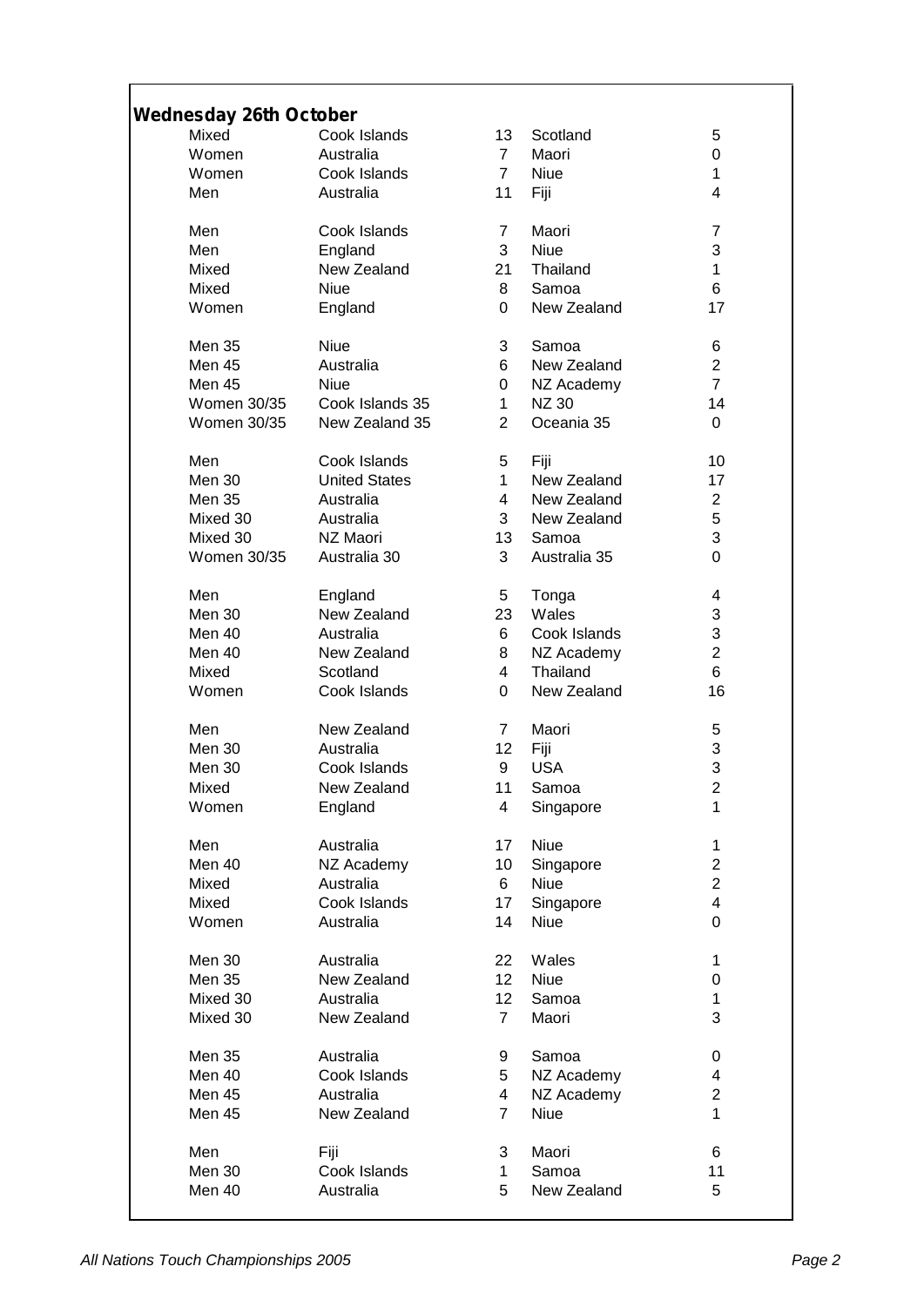## Wednesday 26th October

| Division | Team | Score | Opponent | Score |
|---|---|---|---|---|
| Mixed | Cook Islands | 13 | Scotland | 5 |
| Women | Australia | 7 | Maori | 0 |
| Women | Cook Islands | 7 | Niue | 1 |
| Men | Australia | 11 | Fiji | 4 |
| | | | | |
| Men | Cook Islands | 7 | Maori | 7 |
| Men | England | 3 | Niue | 3 |
| Mixed | New Zealand | 21 | Thailand | 1 |
| Mixed | Niue | 8 | Samoa | 6 |
| Women | England | 0 | New Zealand | 17 |
| | | | | |
| Men 35 | Niue | 3 | Samoa | 6 |
| Men 45 | Australia | 6 | New Zealand | 2 |
| Men 45 | Niue | 0 | NZ Academy | 7 |
| Women 30/35 | Cook Islands 35 | 1 | NZ 30 | 14 |
| Women 30/35 | New Zealand 35 | 2 | Oceania 35 | 0 |
| | | | | |
| Men | Cook Islands | 5 | Fiji | 10 |
| Men 30 | United States | 1 | New Zealand | 17 |
| Men 35 | Australia | 4 | New Zealand | 2 |
| Mixed 30 | Australia | 3 | New Zealand | 5 |
| Mixed 30 | NZ Maori | 13 | Samoa | 3 |
| Women 30/35 | Australia 30 | 3 | Australia 35 | 0 |
| | | | | |
| Men | England | 5 | Tonga | 4 |
| Men 30 | New Zealand | 23 | Wales | 3 |
| Men 40 | Australia | 6 | Cook Islands | 3 |
| Men 40 | New Zealand | 8 | NZ Academy | 2 |
| Mixed | Scotland | 4 | Thailand | 6 |
| Women | Cook Islands | 0 | New Zealand | 16 |
| | | | | |
| Men | New Zealand | 7 | Maori | 5 |
| Men 30 | Australia | 12 | Fiji | 3 |
| Men 30 | Cook Islands | 9 | USA | 3 |
| Mixed | New Zealand | 11 | Samoa | 2 |
| Women | England | 4 | Singapore | 1 |
| | | | | |
| Men | Australia | 17 | Niue | 1 |
| Men 40 | NZ Academy | 10 | Singapore | 2 |
| Mixed | Australia | 6 | Niue | 2 |
| Mixed | Cook Islands | 17 | Singapore | 4 |
| Women | Australia | 14 | Niue | 0 |
| | | | | |
| Men 30 | Australia | 22 | Wales | 1 |
| Men 35 | New Zealand | 12 | Niue | 0 |
| Mixed 30 | Australia | 12 | Samoa | 1 |
| Mixed 30 | New Zealand | 7 | Maori | 3 |
| | | | | |
| Men 35 | Australia | 9 | Samoa | 0 |
| Men 40 | Cook Islands | 5 | NZ Academy | 4 |
| Men 45 | Australia | 4 | NZ Academy | 2 |
| Men 45 | New Zealand | 7 | Niue | 1 |
| | | | | |
| Men | Fiji | 3 | Maori | 6 |
| Men 30 | Cook Islands | 1 | Samoa | 11 |
| Men 40 | Australia | 5 | New Zealand | 5 |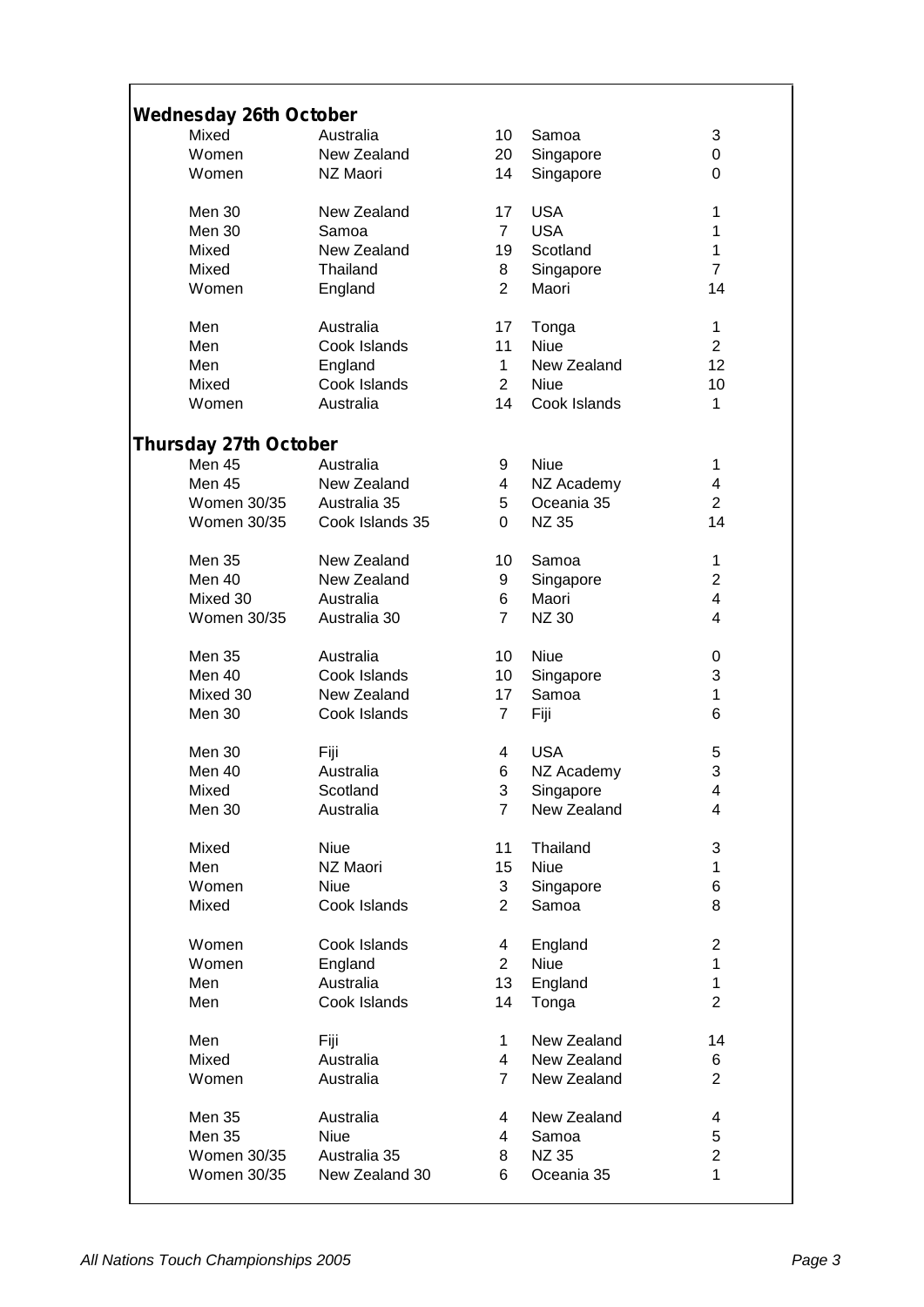## Wednesday 26th October

| Division | Team | Score | Team | Score |
|---|---|---|---|---|
| Mixed | Australia | 10 | Samoa | 3 |
| Women | New Zealand | 20 | Singapore | 0 |
| Women | NZ Maori | 14 | Singapore | 0 |
| | | | | |
| Men 30 | New Zealand | 17 | USA | 1 |
| Men 30 | Samoa | 7 | USA | 1 |
| Mixed | New Zealand | 19 | Scotland | 1 |
| Mixed | Thailand | 8 | Singapore | 7 |
| Women | England | 2 | Maori | 14 |
| | | | | |
| Men | Australia | 17 | Tonga | 1 |
| Men | Cook Islands | 11 | Niue | 2 |
| Men | England | 1 | New Zealand | 12 |
| Mixed | Cook Islands | 2 | Niue | 10 |
| Women | Australia | 14 | Cook Islands | 1 |

## Thursday 27th October

| Division | Team | Score | Team | Score |
|---|---|---|---|---|
| Men 45 | Australia | 9 | Niue | 1 |
| Men 45 | New Zealand | 4 | NZ Academy | 4 |
| Women 30/35 | Australia 35 | 5 | Oceania 35 | 2 |
| Women 30/35 | Cook Islands 35 | 0 | NZ 35 | 14 |
| | | | | |
| Men 35 | New Zealand | 10 | Samoa | 1 |
| Men 40 | New Zealand | 9 | Singapore | 2 |
| Mixed 30 | Australia | 6 | Maori | 4 |
| Women 30/35 | Australia 30 | 7 | NZ 30 | 4 |
| | | | | |
| Men 35 | Australia | 10 | Niue | 0 |
| Men 40 | Cook Islands | 10 | Singapore | 3 |
| Mixed 30 | New Zealand | 17 | Samoa | 1 |
| Men 30 | Cook Islands | 7 | Fiji | 6 |
| | | | | |
| Men 30 | Fiji | 4 | USA | 5 |
| Men 40 | Australia | 6 | NZ Academy | 3 |
| Mixed | Scotland | 3 | Singapore | 4 |
| Men 30 | Australia | 7 | New Zealand | 4 |
| | | | | |
| Mixed | Niue | 11 | Thailand | 3 |
| Men | NZ Maori | 15 | Niue | 1 |
| Women | Niue | 3 | Singapore | 6 |
| Mixed | Cook Islands | 2 | Samoa | 8 |
| | | | | |
| Women | Cook Islands | 4 | England | 2 |
| Women | England | 2 | Niue | 1 |
| Men | Australia | 13 | England | 1 |
| Men | Cook Islands | 14 | Tonga | 2 |
| | | | | |
| Men | Fiji | 1 | New Zealand | 14 |
| Mixed | Australia | 4 | New Zealand | 6 |
| Women | Australia | 7 | New Zealand | 2 |
| | | | | |
| Men 35 | Australia | 4 | New Zealand | 4 |
| Men 35 | Niue | 4 | Samoa | 5 |
| Women 30/35 | Australia 35 | 8 | NZ 35 | 2 |
| Women 30/35 | New Zealand 30 | 6 | Oceania 35 | 1 |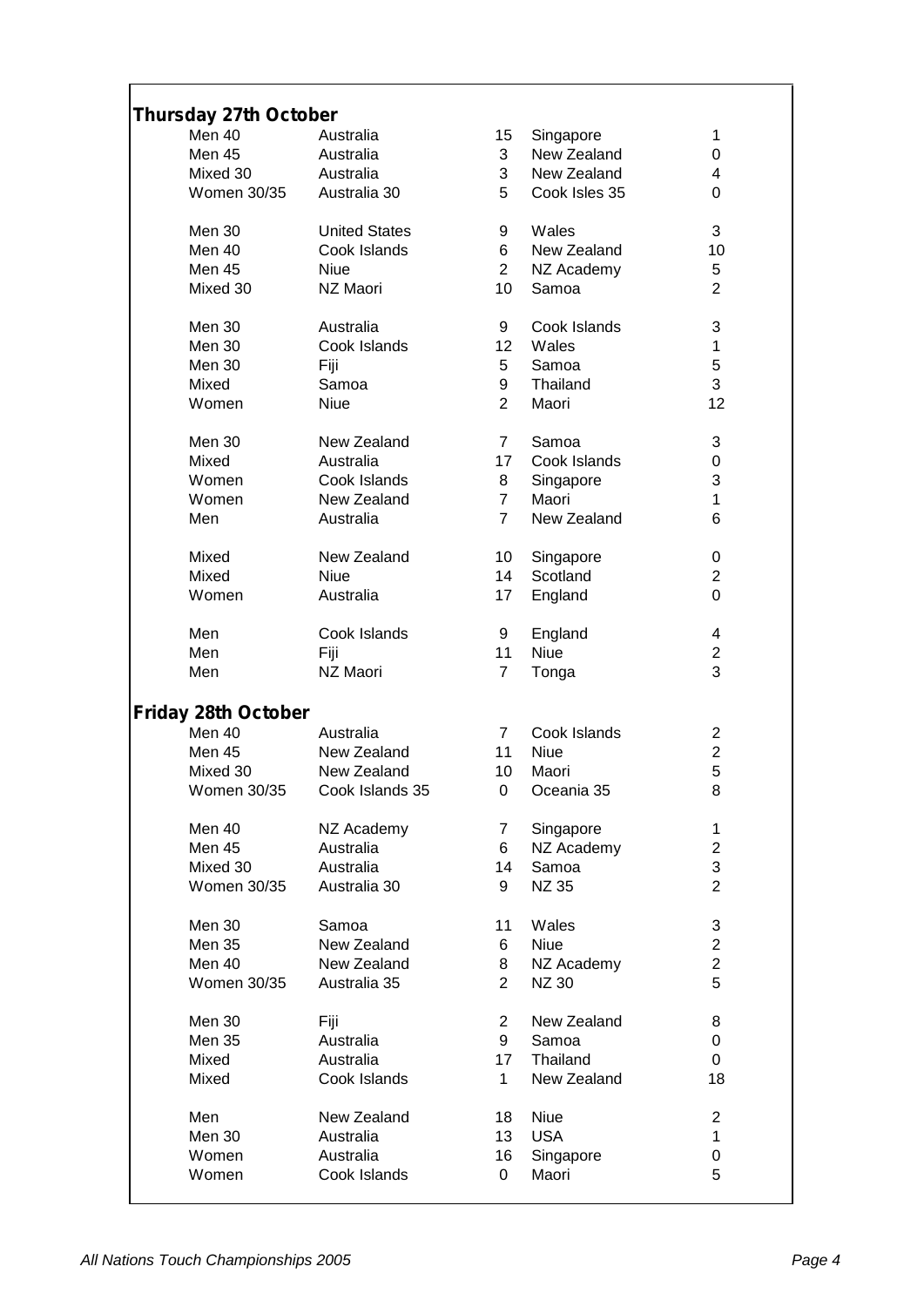## Thursday 27th October

| Division | Team | Score | Team | Score |
|---|---|---|---|---|
| Men 40 | Australia | 15 | Singapore | 1 |
| Men 45 | Australia | 3 | New Zealand | 0 |
| Mixed 30 | Australia | 3 | New Zealand | 4 |
| Women 30/35 | Australia 30 | 5 | Cook Isles 35 | 0 |
| | | | | |
| Men 30 | United States | 9 | Wales | 3 |
| Men 40 | Cook Islands | 6 | New Zealand | 10 |
| Men 45 | Niue | 2 | NZ Academy | 5 |
| Mixed 30 | NZ Maori | 10 | Samoa | 2 |
| | | | | |
| Men 30 | Australia | 9 | Cook Islands | 3 |
| Men 30 | Cook Islands | 12 | Wales | 1 |
| Men 30 | Fiji | 5 | Samoa | 5 |
| Mixed | Samoa | 9 | Thailand | 3 |
| Women | Niue | 2 | Maori | 12 |
| | | | | |
| Men 30 | New Zealand | 7 | Samoa | 3 |
| Mixed | Australia | 17 | Cook Islands | 0 |
| Women | Cook Islands | 8 | Singapore | 3 |
| Women | New Zealand | 7 | Maori | 1 |
| Men | Australia | 7 | New Zealand | 6 |
| | | | | |
| Mixed | New Zealand | 10 | Singapore | 0 |
| Mixed | Niue | 14 | Scotland | 2 |
| Women | Australia | 17 | England | 0 |
| | | | | |
| Men | Cook Islands | 9 | England | 4 |
| Men | Fiji | 11 | Niue | 2 |
| Men | NZ Maori | 7 | Tonga | 3 |

## Friday 28th October

| Division | Team | Score | Team | Score |
|---|---|---|---|---|
| Men 40 | Australia | 7 | Cook Islands | 2 |
| Men 45 | New Zealand | 11 | Niue | 2 |
| Mixed 30 | New Zealand | 10 | Maori | 5 |
| Women 30/35 | Cook Islands 35 | 0 | Oceania 35 | 8 |
| | | | | |
| Men 40 | NZ Academy | 7 | Singapore | 1 |
| Men 45 | Australia | 6 | NZ Academy | 2 |
| Mixed 30 | Australia | 14 | Samoa | 3 |
| Women 30/35 | Australia 30 | 9 | NZ 35 | 2 |
| | | | | |
| Men 30 | Samoa | 11 | Wales | 3 |
| Men 35 | New Zealand | 6 | Niue | 2 |
| Men 40 | New Zealand | 8 | NZ Academy | 2 |
| Women 30/35 | Australia 35 | 2 | NZ 30 | 5 |
| | | | | |
| Men 30 | Fiji | 2 | New Zealand | 8 |
| Men 35 | Australia | 9 | Samoa | 0 |
| Mixed | Australia | 17 | Thailand | 0 |
| Mixed | Cook Islands | 1 | New Zealand | 18 |
| | | | | |
| Men | New Zealand | 18 | Niue | 2 |
| Men 30 | Australia | 13 | USA | 1 |
| Women | Australia | 16 | Singapore | 0 |
| Women | Cook Islands | 0 | Maori | 5 |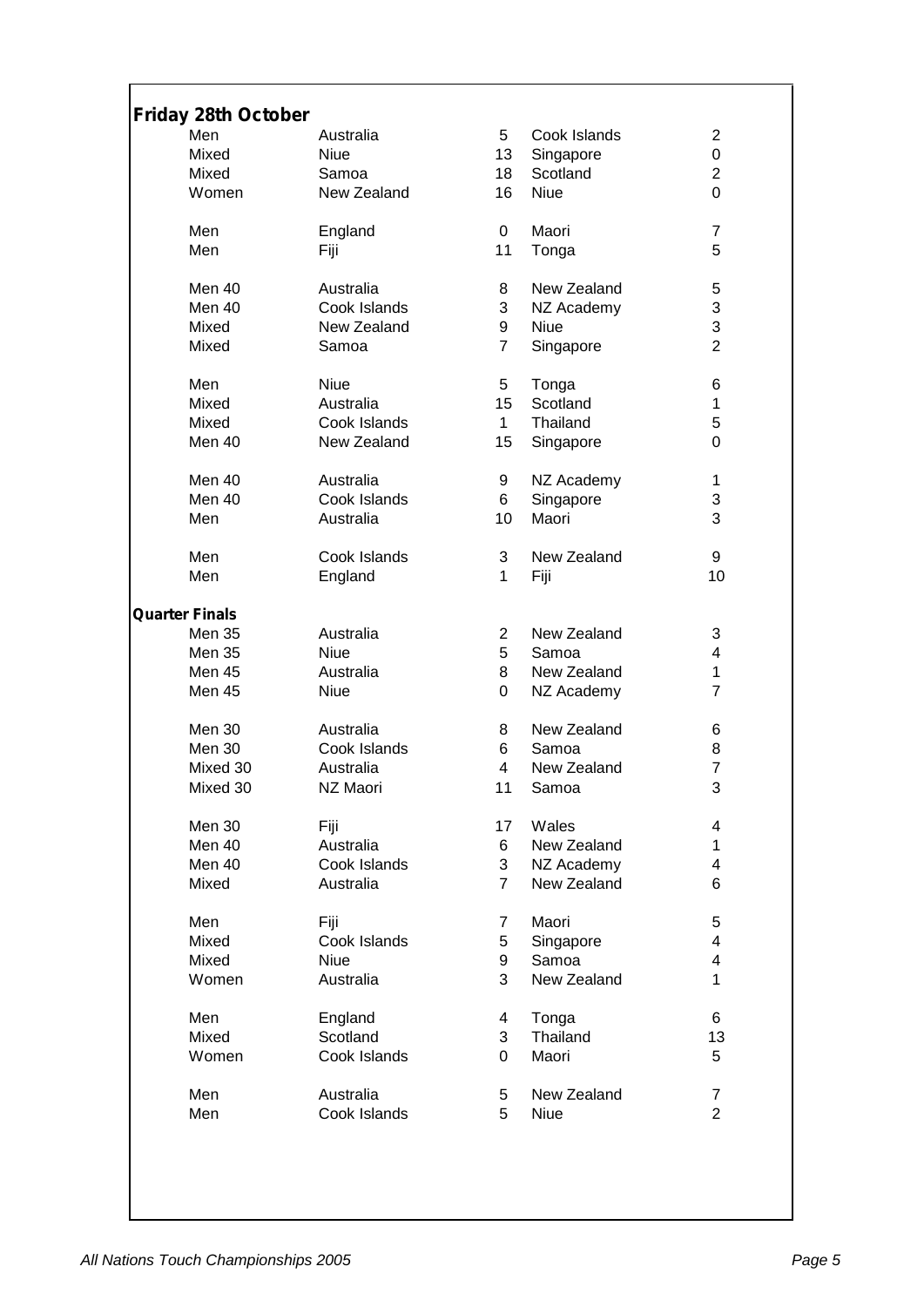**Friday 28th October**

| Division | Team | Score | Team | Score |
|---|---|---|---|---|
| Men | Australia | 5 | Cook Islands | 2 |
| Mixed | Niue | 13 | Singapore | 0 |
| Mixed | Samoa | 18 | Scotland | 2 |
| Women | New Zealand | 16 | Niue | 0 |
| | | | | |
| Men | England | 0 | Maori | 7 |
| Men | Fiji | 11 | Tonga | 5 |
| | | | | |
| Men 40 | Australia | 8 | New Zealand | 5 |
| Men 40 | Cook Islands | 3 | NZ Academy | 3 |
| Mixed | New Zealand | 9 | Niue | 3 |
| Mixed | Samoa | 7 | Singapore | 2 |
| | | | | |
| Men | Niue | 5 | Tonga | 6 |
| Mixed | Australia | 15 | Scotland | 1 |
| Mixed | Cook Islands | 1 | Thailand | 5 |
| Men 40 | New Zealand | 15 | Singapore | 0 |
| | | | | |
| Men 40 | Australia | 9 | NZ Academy | 1 |
| Men 40 | Cook Islands | 6 | Singapore | 3 |
| Men | Australia | 10 | Maori | 3 |
| | | | | |
| Men | Cook Islands | 3 | New Zealand | 9 |
| Men | England | 1 | Fiji | 10 |

**Quarter Finals**

| Division | Team | Score | Team | Score |
|---|---|---|---|---|
| Men 35 | Australia | 2 | New Zealand | 3 |
| Men 35 | Niue | 5 | Samoa | 4 |
| Men 45 | Australia | 8 | New Zealand | 1 |
| Men 45 | Niue | 0 | NZ Academy | 7 |
| | | | | |
| Men 30 | Australia | 8 | New Zealand | 6 |
| Men 30 | Cook Islands | 6 | Samoa | 8 |
| Mixed 30 | Australia | 4 | New Zealand | 7 |
| Mixed 30 | NZ Maori | 11 | Samoa | 3 |
| | | | | |
| Men 30 | Fiji | 17 | Wales | 4 |
| Men 40 | Australia | 6 | New Zealand | 1 |
| Men 40 | Cook Islands | 3 | NZ Academy | 4 |
| Mixed | Australia | 7 | New Zealand | 6 |
| | | | | |
| Men | Fiji | 7 | Maori | 5 |
| Mixed | Cook Islands | 5 | Singapore | 4 |
| Mixed | Niue | 9 | Samoa | 4 |
| Women | Australia | 3 | New Zealand | 1 |
| | | | | |
| Men | England | 4 | Tonga | 6 |
| Mixed | Scotland | 3 | Thailand | 13 |
| Women | Cook Islands | 0 | Maori | 5 |
| | | | | |
| Men | Australia | 5 | New Zealand | 7 |
| Men | Cook Islands | 5 | Niue | 2 |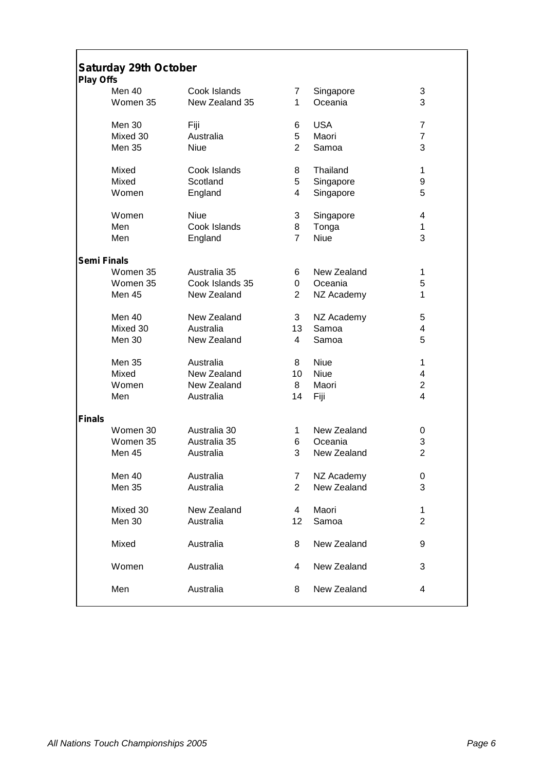## Saturday 29th October

**Play Offs**

| Division | Team | Score | Team | Score |
|---|---|---|---|---|
| Men 40 | Cook Islands | 7 | Singapore | 3 |
| Women 35 | New Zealand 35 | 1 | Oceania | 3 |
| Men 30 | Fiji | 6 | USA | 7 |
| Mixed 30 | Australia | 5 | Maori | 7 |
| Men 35 | Niue | 2 | Samoa | 3 |
| Mixed | Cook Islands | 8 | Thailand | 1 |
| Mixed | Scotland | 5 | Singapore | 9 |
| Women | England | 4 | Singapore | 5 |
| Women | Niue | 3 | Singapore | 4 |
| Men | Cook Islands | 8 | Tonga | 1 |
| Men | England | 7 | Niue | 3 |

**Semi Finals**

| Division | Team | Score | Team | Score |
|---|---|---|---|---|
| Women 35 | Australia 35 | 6 | New Zealand | 1 |
| Women 35 | Cook Islands 35 | 0 | Oceania | 5 |
| Men 45 | New Zealand | 2 | NZ Academy | 1 |
| Men 40 | New Zealand | 3 | NZ Academy | 5 |
| Mixed 30 | Australia | 13 | Samoa | 4 |
| Men 30 | New Zealand | 4 | Samoa | 5 |
| Men 35 | Australia | 8 | Niue | 1 |
| Mixed | New Zealand | 10 | Niue | 4 |
| Women | New Zealand | 8 | Maori | 2 |
| Men | Australia | 14 | Fiji | 4 |

**Finals**

| Division | Team | Score | Team | Score |
|---|---|---|---|---|
| Women 30 | Australia 30 | 1 | New Zealand | 0 |
| Women 35 | Australia 35 | 6 | Oceania | 3 |
| Men 45 | Australia | 3 | New Zealand | 2 |
| Men 40 | Australia | 7 | NZ Academy | 0 |
| Men 35 | Australia | 2 | New Zealand | 3 |
| Mixed 30 | New Zealand | 4 | Maori | 1 |
| Men 30 | Australia | 12 | Samoa | 2 |
| Mixed | Australia | 8 | New Zealand | 9 |
| Women | Australia | 4 | New Zealand | 3 |
| Men | Australia | 8 | New Zealand | 4 |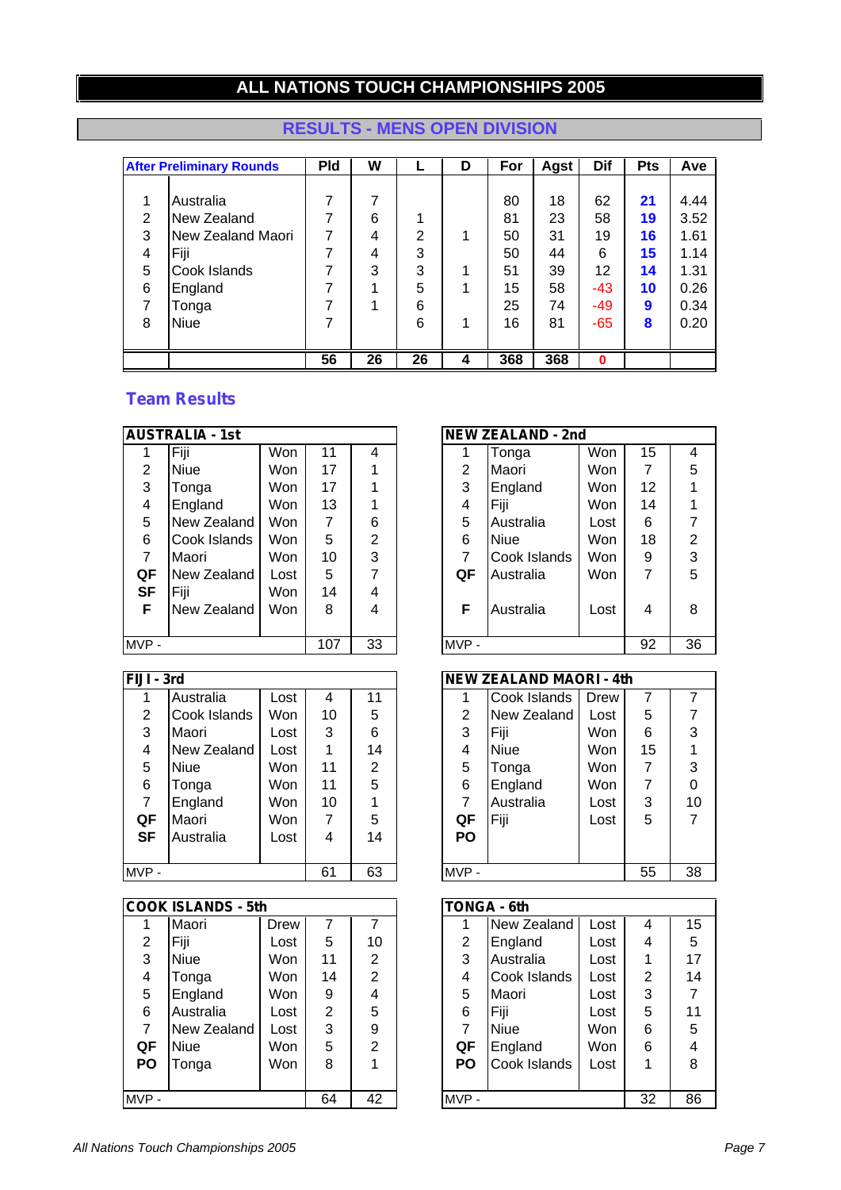# ALL NATIONS TOUCH CHAMPIONSHIPS 2005

## RESULTS - MENS OPEN DIVISION

| After Preliminary Rounds | | Pld | W | L | D | For | Agst | Dif | Pts | Ave |
|---|---|---|---|---|---|---|---|---|---|---|
| 1 | Australia | 7 | 7 | | | 80 | 18 | 62 | **21** | 4.44 |
| 2 | New Zealand | 7 | 6 | 1 | | 81 | 23 | 58 | **19** | 3.52 |
| 3 | New Zealand Maori | 7 | 4 | 2 | 1 | 50 | 31 | 19 | **16** | 1.61 |
| 4 | Fiji | 7 | 4 | 3 | | 50 | 44 | 6 | **15** | 1.14 |
| 5 | Cook Islands | 7 | 3 | 3 | 1 | 51 | 39 | 12 | **14** | 1.31 |
| 6 | England | 7 | 1 | 5 | 1 | 15 | 58 | -43 | **10** | 0.26 |
| 7 | Tonga | 7 | 1 | 6 | | 25 | 74 | -49 | **9** | 0.34 |
| 8 | Niue | 7 | | 6 | 1 | 16 | 81 | -65 | **8** | 0.20 |
| | | **56** | **26** | **26** | **4** | **368** | **368** | **0** | | |

### Team Results

| AUSTRALIA - 1st | | | | |
|---|---|---|---|---|
| 1 | Fiji | Won | 11 | 4 |
| 2 | Niue | Won | 17 | 1 |
| 3 | Tonga | Won | 17 | 1 |
| 4 | England | Won | 13 | 1 |
| 5 | New Zealand | Won | 7 | 6 |
| 6 | Cook Islands | Won | 5 | 2 |
| 7 | Maori | Won | 10 | 3 |
| QF | New Zealand | Lost | 5 | 7 |
| SF | Fiji | Won | 14 | 4 |
| F | New Zealand | Won | 8 | 4 |
| MVP - | | | 107 | 33 |

| NEW ZEALAND - 2nd | | | | |
|---|---|---|---|---|
| 1 | Tonga | Won | 15 | 4 |
| 2 | Maori | Won | 7 | 5 |
| 3 | England | Won | 12 | 1 |
| 4 | Fiji | Won | 14 | 1 |
| 5 | Australia | Lost | 6 | 7 |
| 6 | Niue | Won | 18 | 2 |
| 7 | Cook Islands | Won | 9 | 3 |
| QF | Australia | Won | 7 | 5 |
| F | Australia | Lost | 4 | 8 |
| MVP - | | | 92 | 36 |

| FIJI - 3rd | | | | |
|---|---|---|---|---|
| 1 | Australia | Lost | 4 | 11 |
| 2 | Cook Islands | Won | 10 | 5 |
| 3 | Maori | Lost | 3 | 6 |
| 4 | New Zealand | Lost | 1 | 14 |
| 5 | Niue | Won | 11 | 2 |
| 6 | Tonga | Won | 11 | 5 |
| 7 | England | Won | 10 | 1 |
| QF | Maori | Won | 7 | 5 |
| SF | Australia | Lost | 4 | 14 |
| MVP - | | | 61 | 63 |

| NEW ZEALAND MAORI - 4th | | | | |
|---|---|---|---|---|
| 1 | Cook Islands | Drew | 7 | 7 |
| 2 | New Zealand | Lost | 5 | 7 |
| 3 | Fiji | Won | 6 | 3 |
| 4 | Niue | Won | 15 | 1 |
| 5 | Tonga | Won | 7 | 3 |
| 6 | England | Won | 7 | 0 |
| 7 | Australia | Lost | 3 | 10 |
| QF | Fiji | Lost | 5 | 7 |
| PO | | | | |
| MVP - | | | 55 | 38 |

| COOK ISLANDS - 5th | | | | |
|---|---|---|---|---|
| 1 | Maori | Drew | 7 | 7 |
| 2 | Fiji | Lost | 5 | 10 |
| 3 | Niue | Won | 11 | 2 |
| 4 | Tonga | Won | 14 | 2 |
| 5 | England | Won | 9 | 4 |
| 6 | Australia | Lost | 2 | 5 |
| 7 | New Zealand | Lost | 3 | 9 |
| QF | Niue | Won | 5 | 2 |
| PO | Tonga | Won | 8 | 1 |
| MVP - | | | 64 | 42 |

| TONGA - 6th | | | | |
|---|---|---|---|---|
| 1 | New Zealand | Lost | 4 | 15 |
| 2 | England | Lost | 4 | 5 |
| 3 | Australia | Lost | 1 | 17 |
| 4 | Cook Islands | Lost | 2 | 14 |
| 5 | Maori | Lost | 3 | 7 |
| 6 | Fiji | Lost | 5 | 11 |
| 7 | Niue | Won | 6 | 5 |
| QF | England | Won | 6 | 4 |
| PO | Cook Islands | Lost | 1 | 8 |
| MVP - | | | 32 | 86 |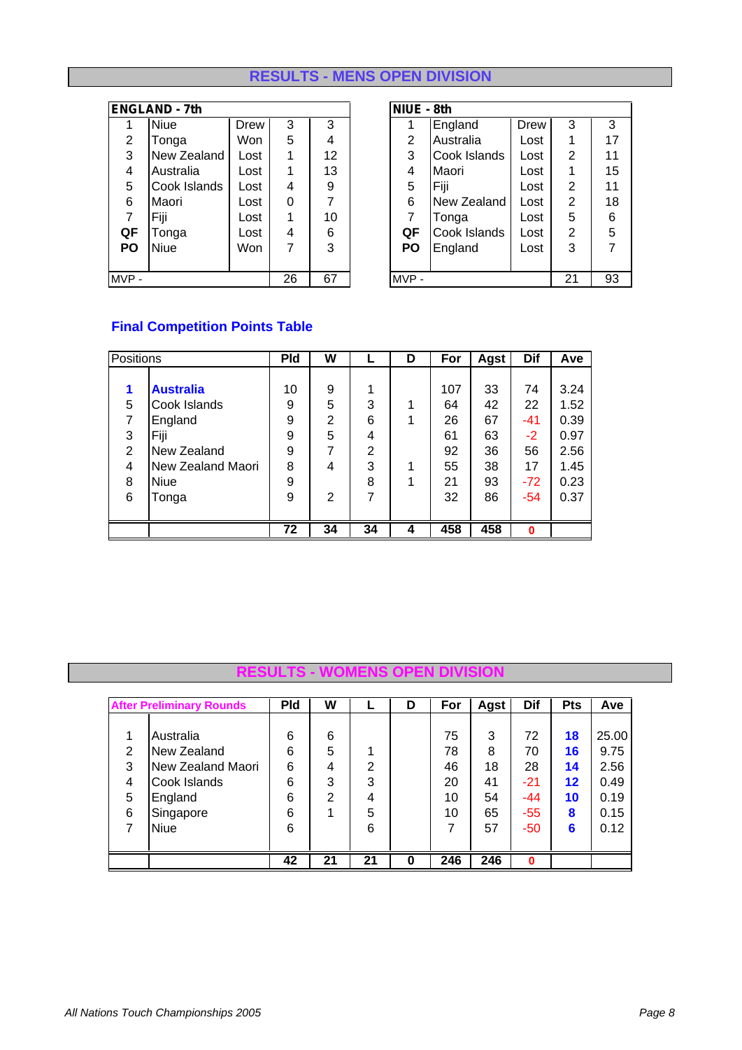## RESULTS - MENS OPEN DIVISION

| ENGLAND - 7th | | | | |
|---|---|---|---|---|
| 1 | Niue | Drew | 3 | 3 |
| 2 | Tonga | Won | 5 | 4 |
| 3 | New Zealand | Lost | 1 | 12 |
| 4 | Australia | Lost | 1 | 13 |
| 5 | Cook Islands | Lost | 4 | 9 |
| 6 | Maori | Lost | 0 | 7 |
| 7 | Fiji | Lost | 1 | 10 |
| QF | Tonga | Lost | 4 | 6 |
| PO | Niue | Won | 7 | 3 |
| MVP - | | | 26 | 67 |

| NIUE - 8th | | | | |
|---|---|---|---|---|
| 1 | England | Drew | 3 | 3 |
| 2 | Australia | Lost | 1 | 17 |
| 3 | Cook Islands | Lost | 2 | 11 |
| 4 | Maori | Lost | 1 | 15 |
| 5 | Fiji | Lost | 2 | 11 |
| 6 | New Zealand | Lost | 2 | 18 |
| 7 | Tonga | Lost | 5 | 6 |
| QF | Cook Islands | Lost | 2 | 5 |
| PO | England | Lost | 3 | 7 |
| MVP - | | | 21 | 93 |

### Final Competition Points Table

| Positions | | Pld | W | L | D | For | Agst | Dif | Ave |
|---|---|---|---|---|---|---|---|---|---|
| **1** | **Australia** | 10 | 9 | 1 | | 107 | 33 | 74 | 3.24 |
| 5 | Cook Islands | 9 | 5 | 3 | 1 | 64 | 42 | 22 | 1.52 |
| 7 | England | 9 | 2 | 6 | 1 | 26 | 67 | -41 | 0.39 |
| 3 | Fiji | 9 | 5 | 4 | | 61 | 63 | -2 | 0.97 |
| 2 | New Zealand | 9 | 7 | 2 | | 92 | 36 | 56 | 2.56 |
| 4 | New Zealand Maori | 8 | 4 | 3 | 1 | 55 | 38 | 17 | 1.45 |
| 8 | Niue | 9 | | 8 | 1 | 21 | 93 | -72 | 0.23 |
| 6 | Tonga | 9 | 2 | 7 | | 32 | 86 | -54 | 0.37 |
| | | **72** | **34** | **34** | **4** | **458** | **458** | **0** | |

## RESULTS - WOMENS OPEN DIVISION

| After Preliminary Rounds | | Pld | W | L | D | For | Agst | Dif | Pts | Ave |
|---|---|---|---|---|---|---|---|---|---|---|
| 1 | Australia | 6 | 6 | | | 75 | 3 | 72 | **18** | 25.00 |
| 2 | New Zealand | 6 | 5 | 1 | | 78 | 8 | 70 | **16** | 9.75 |
| 3 | New Zealand Maori | 6 | 4 | 2 | | 46 | 18 | 28 | **14** | 2.56 |
| 4 | Cook Islands | 6 | 3 | 3 | | 20 | 41 | -21 | **12** | 0.49 |
| 5 | England | 6 | 2 | 4 | | 10 | 54 | -44 | **10** | 0.19 |
| 6 | Singapore | 6 | 1 | 5 | | 10 | 65 | -55 | **8** | 0.15 |
| 7 | Niue | 6 | | 6 | | 7 | 57 | -50 | **6** | 0.12 |
| | | **42** | **21** | **21** | **0** | **246** | **246** | **0** | | |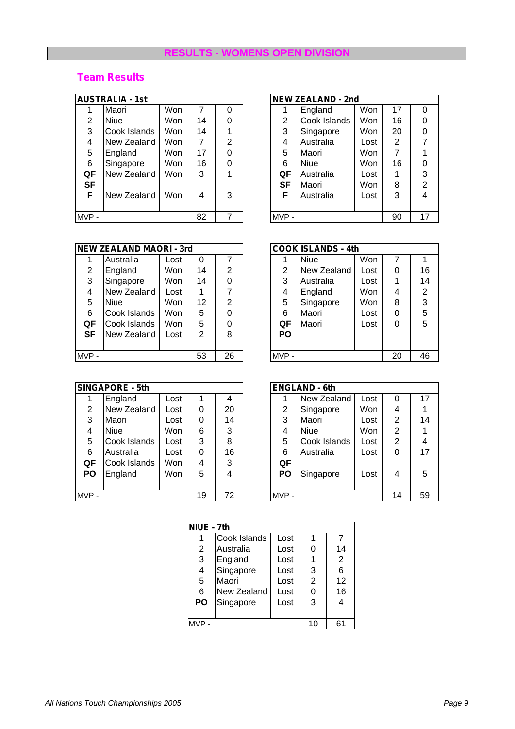# RESULTS - WOMENS OPEN DIVISION

## Team Results

| AUSTRALIA - 1st | | | | |
|---|---|---|---|---|
| 1 | Maori | Won | 7 | 0 |
| 2 | Niue | Won | 14 | 0 |
| 3 | Cook Islands | Won | 14 | 1 |
| 4 | New Zealand | Won | 7 | 2 |
| 5 | England | Won | 17 | 0 |
| 6 | Singapore | Won | 16 | 0 |
| QF | New Zealand | Won | 3 | 1 |
| SF | | | | |
| F | New Zealand | Won | 4 | 3 |
| MVP - | | | 82 | 7 |

| NEW ZEALAND - 2nd | | | | |
|---|---|---|---|---|
| 1 | England | Won | 17 | 0 |
| 2 | Cook Islands | Won | 16 | 0 |
| 3 | Singapore | Won | 20 | 0 |
| 4 | Australia | Lost | 2 | 7 |
| 5 | Maori | Won | 7 | 1 |
| 6 | Niue | Won | 16 | 0 |
| QF | Australia | Lost | 1 | 3 |
| SF | Maori | Won | 8 | 2 |
| F | Australia | Lost | 3 | 4 |
| MVP - | | | 90 | 17 |

| NEW ZEALAND MAORI - 3rd | | | | |
|---|---|---|---|---|
| 1 | Australia | Lost | 0 | 7 |
| 2 | England | Won | 14 | 2 |
| 3 | Singapore | Won | 14 | 0 |
| 4 | New Zealand | Lost | 1 | 7 |
| 5 | Niue | Won | 12 | 2 |
| 6 | Cook Islands | Won | 5 | 0 |
| QF | Cook Islands | Won | 5 | 0 |
| SF | New Zealand | Lost | 2 | 8 |
| MVP - | | | 53 | 26 |

| COOK ISLANDS - 4th | | | | |
|---|---|---|---|---|
| 1 | Niue | Won | 7 | 1 |
| 2 | New Zealand | Lost | 0 | 16 |
| 3 | Australia | Lost | 1 | 14 |
| 4 | England | Won | 4 | 2 |
| 5 | Singapore | Won | 8 | 3 |
| 6 | Maori | Lost | 0 | 5 |
| QF | Maori | Lost | 0 | 5 |
| PO | | | | |
| MVP - | | | 20 | 46 |

| SINGAPORE - 5th | | | | |
|---|---|---|---|---|
| 1 | England | Lost | 1 | 4 |
| 2 | New Zealand | Lost | 0 | 20 |
| 3 | Maori | Lost | 0 | 14 |
| 4 | Niue | Won | 6 | 3 |
| 5 | Cook Islands | Lost | 3 | 8 |
| 6 | Australia | Lost | 0 | 16 |
| QF | Cook Islands | Won | 4 | 3 |
| PO | England | Won | 5 | 4 |
| MVP - | | | 19 | 72 |

| ENGLAND - 6th | | | | |
|---|---|---|---|---|
| 1 | New Zealand | Lost | 0 | 17 |
| 2 | Singapore | Won | 4 | 1 |
| 3 | Maori | Lost | 2 | 14 |
| 4 | Niue | Won | 2 | 1 |
| 5 | Cook Islands | Lost | 2 | 4 |
| 6 | Australia | Lost | 0 | 17 |
| QF | | | | |
| PO | Singapore | Lost | 4 | 5 |
| MVP - | | | 14 | 59 |

| NIUE - 7th | | | | |
|---|---|---|---|---|
| 1 | Cook Islands | Lost | 1 | 7 |
| 2 | Australia | Lost | 0 | 14 |
| 3 | England | Lost | 1 | 2 |
| 4 | Singapore | Lost | 3 | 6 |
| 5 | Maori | Lost | 2 | 12 |
| 6 | New Zealand | Lost | 0 | 16 |
| PO | Singapore | Lost | 3 | 4 |
| MVP - | | | 10 | 61 |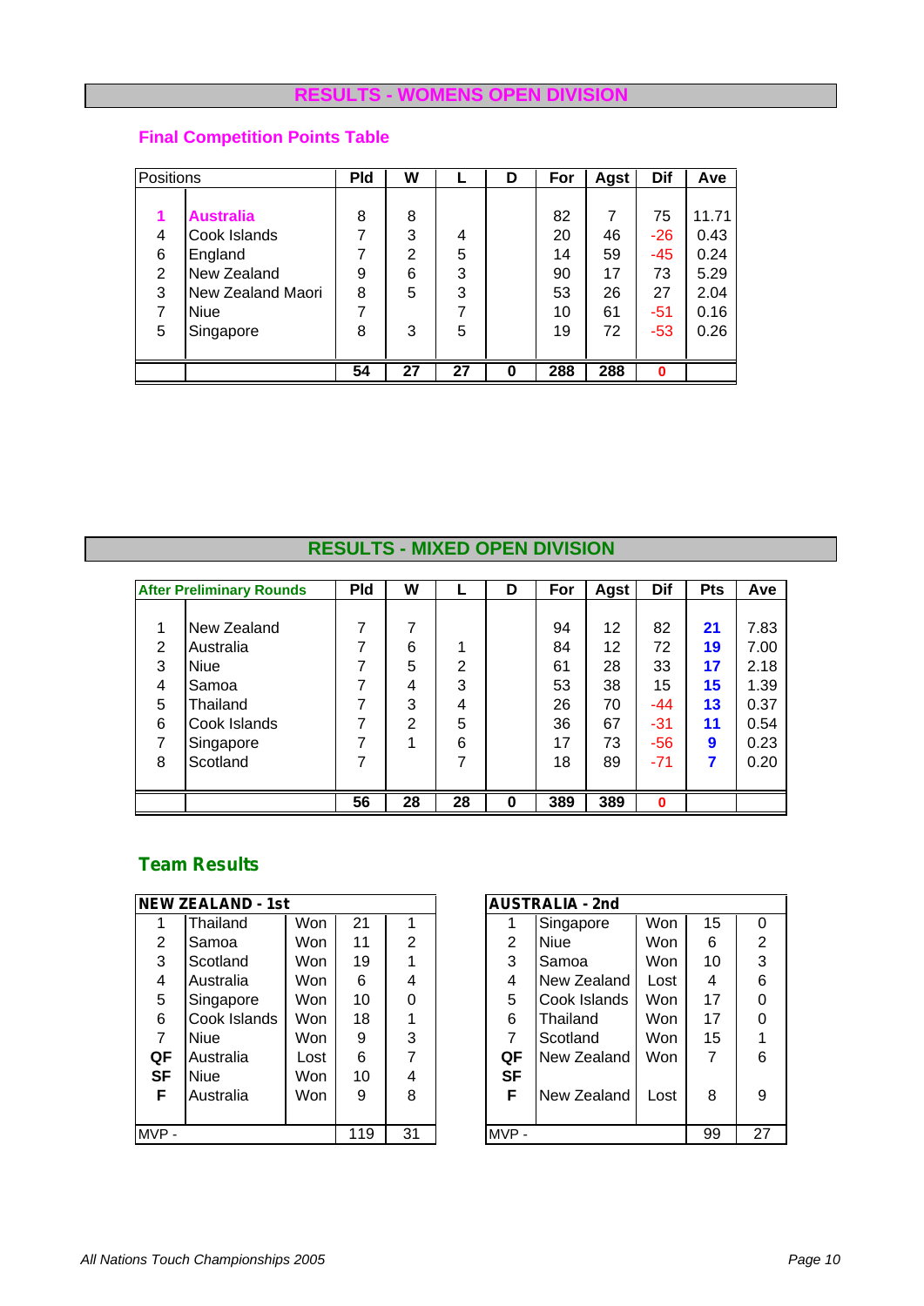# RESULTS - WOMENS OPEN DIVISION

## Final Competition Points Table

| Positions | | Pld | W | L | D | For | Agst | Dif | Ave |
|---|---|---|---|---|---|---|---|---|---|
| **1** | **Australia** | 8 | 8 | | | 82 | 7 | 75 | 11.71 |
| 4 | Cook Islands | 7 | 3 | 4 | | 20 | 46 | -26 | 0.43 |
| 6 | England | 7 | 2 | 5 | | 14 | 59 | -45 | 0.24 |
| 2 | New Zealand | 9 | 6 | 3 | | 90 | 17 | 73 | 5.29 |
| 3 | New Zealand Maori | 8 | 5 | 3 | | 53 | 26 | 27 | 2.04 |
| 7 | Niue | 7 | | 7 | | 10 | 61 | -51 | 0.16 |
| 5 | Singapore | 8 | 3 | 5 | | 19 | 72 | -53 | 0.26 |
| | | **54** | **27** | **27** | **0** | **288** | **288** | **0** | |

# RESULTS - MIXED OPEN DIVISION

| After Preliminary Rounds | | Pld | W | L | D | For | Agst | Dif | Pts | Ave |
|---|---|---|---|---|---|---|---|---|---|---|
| 1 | New Zealand | 7 | 7 | | | 94 | 12 | 82 | **21** | 7.83 |
| 2 | Australia | 7 | 6 | 1 | | 84 | 12 | 72 | **19** | 7.00 |
| 3 | Niue | 7 | 5 | 2 | | 61 | 28 | 33 | **17** | 2.18 |
| 4 | Samoa | 7 | 4 | 3 | | 53 | 38 | 15 | **15** | 1.39 |
| 5 | Thailand | 7 | 3 | 4 | | 26 | 70 | -44 | **13** | 0.37 |
| 6 | Cook Islands | 7 | 2 | 5 | | 36 | 67 | -31 | **11** | 0.54 |
| 7 | Singapore | 7 | 1 | 6 | | 17 | 73 | -56 | **9** | 0.23 |
| 8 | Scotland | 7 | | 7 | | 18 | 89 | -71 | **7** | 0.20 |
| | | **56** | **28** | **28** | **0** | **389** | **389** | **0** | | |

## Team Results

| NEW ZEALAND - 1st | | | | |
|---|---|---|---|---|
| 1 | Thailand | Won | 21 | 1 |
| 2 | Samoa | Won | 11 | 2 |
| 3 | Scotland | Won | 19 | 1 |
| 4 | Australia | Won | 6 | 4 |
| 5 | Singapore | Won | 10 | 0 |
| 6 | Cook Islands | Won | 18 | 1 |
| 7 | Niue | Won | 9 | 3 |
| **QF** | Australia | Lost | 6 | 7 |
| **SF** | Niue | Won | 10 | 4 |
| **F** | Australia | Won | 9 | 8 |
| MVP - | | | 119 | 31 |

| AUSTRALIA - 2nd | | | | |
|---|---|---|---|---|
| 1 | Singapore | Won | 15 | 0 |
| 2 | Niue | Won | 6 | 2 |
| 3 | Samoa | Won | 10 | 3 |
| 4 | New Zealand | Lost | 4 | 6 |
| 5 | Cook Islands | Won | 17 | 0 |
| 6 | Thailand | Won | 17 | 0 |
| 7 | Scotland | Won | 15 | 1 |
| **QF** | New Zealand | Won | 7 | 6 |
| **SF** | | | | |
| **F** | New Zealand | Lost | 8 | 9 |
| MVP - | | | 99 | 27 |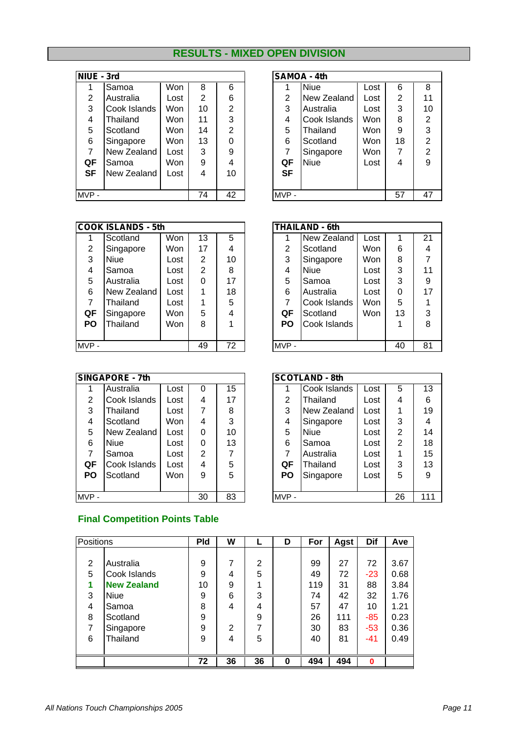## RESULTS - MIXED OPEN DIVISION

| NIUE - 3rd | | | | |
|---|---|---|---|---|
| 1 | Samoa | Won | 8 | 6 |
| 2 | Australia | Lost | 2 | 6 |
| 3 | Cook Islands | Won | 10 | 2 |
| 4 | Thailand | Won | 11 | 3 |
| 5 | Scotland | Won | 14 | 2 |
| 6 | Singapore | Won | 13 | 0 |
| 7 | New Zealand | Lost | 3 | 9 |
| **QF** | Samoa | Won | 9 | 4 |
| **SF** | New Zealand | Lost | 4 | 10 |
| MVP - | | | 74 | 42 |

| SAMOA - 4th | | | | |
|---|---|---|---|---|
| 1 | Niue | Lost | 6 | 8 |
| 2 | New Zealand | Lost | 2 | 11 |
| 3 | Australia | Lost | 3 | 10 |
| 4 | Cook Islands | Won | 8 | 2 |
| 5 | Thailand | Won | 9 | 3 |
| 6 | Scotland | Won | 18 | 2 |
| 7 | Singapore | Won | 7 | 2 |
| **QF** | Niue | Lost | 4 | 9 |
| **SF** | | | | |
| MVP - | | | 57 | 47 |

| COOK ISLANDS - 5th | | | | |
|---|---|---|---|---|
| 1 | Scotland | Won | 13 | 5 |
| 2 | Singapore | Won | 17 | 4 |
| 3 | Niue | Lost | 2 | 10 |
| 4 | Samoa | Lost | 2 | 8 |
| 5 | Australia | Lost | 0 | 17 |
| 6 | New Zealand | Lost | 1 | 18 |
| 7 | Thailand | Lost | 1 | 5 |
| **QF** | Singapore | Won | 5 | 4 |
| **PO** | Thailand | Won | 8 | 1 |
| MVP - | | | 49 | 72 |

| THAILAND - 6th | | | | |
|---|---|---|---|---|
| 1 | New Zealand | Lost | 1 | 21 |
| 2 | Scotland | Won | 6 | 4 |
| 3 | Singapore | Won | 8 | 7 |
| 4 | Niue | Lost | 3 | 11 |
| 5 | Samoa | Lost | 3 | 9 |
| 6 | Australia | Lost | 0 | 17 |
| 7 | Cook Islands | Won | 5 | 1 |
| **QF** | Scotland | Won | 13 | 3 |
| **PO** | Cook Islands | | 1 | 8 |
| MVP - | | | 40 | 81 |

| SINGAPORE - 7th | | | | |
|---|---|---|---|---|
| 1 | Australia | Lost | 0 | 15 |
| 2 | Cook Islands | Lost | 4 | 17 |
| 3 | Thailand | Lost | 7 | 8 |
| 4 | Scotland | Won | 4 | 3 |
| 5 | New Zealand | Lost | 0 | 10 |
| 6 | Niue | Lost | 0 | 13 |
| 7 | Samoa | Lost | 2 | 7 |
| **QF** | Cook Islands | Lost | 4 | 5 |
| **PO** | Scotland | Won | 9 | 5 |
| MVP - | | | 30 | 83 |

| SCOTLAND - 8th | | | | |
|---|---|---|---|---|
| 1 | Cook Islands | Lost | 5 | 13 |
| 2 | Thailand | Lost | 4 | 6 |
| 3 | New Zealand | Lost | 1 | 19 |
| 4 | Singapore | Lost | 3 | 4 |
| 5 | Niue | Lost | 2 | 14 |
| 6 | Samoa | Lost | 2 | 18 |
| 7 | Australia | Lost | 1 | 15 |
| **QF** | Thailand | Lost | 3 | 13 |
| **PO** | Singapore | Lost | 5 | 9 |
| MVP - | | | 26 | 111 |

### Final Competition Points Table

| Positions | | Pld | W | L | D | For | Agst | Dif | Ave |
|---|---|---|---|---|---|---|---|---|---|
| 2 | Australia | 9 | 7 | 2 | | 99 | 27 | 72 | 3.67 |
| 5 | Cook Islands | 9 | 4 | 5 | | 49 | 72 | -23 | 0.68 |
| **1** | **New Zealand** | 10 | 9 | 1 | | 119 | 31 | 88 | 3.84 |
| 3 | Niue | 9 | 6 | 3 | | 74 | 42 | 32 | 1.76 |
| 4 | Samoa | 8 | 4 | 4 | | 57 | 47 | 10 | 1.21 |
| 8 | Scotland | 9 | | 9 | | 26 | 111 | -85 | 0.23 |
| 7 | Singapore | 9 | 2 | 7 | | 30 | 83 | -53 | 0.36 |
| 6 | Thailand | 9 | 4 | 5 | | 40 | 81 | -41 | 0.49 |
| | | **72** | **36** | **36** | **0** | **494** | **494** | **0** | |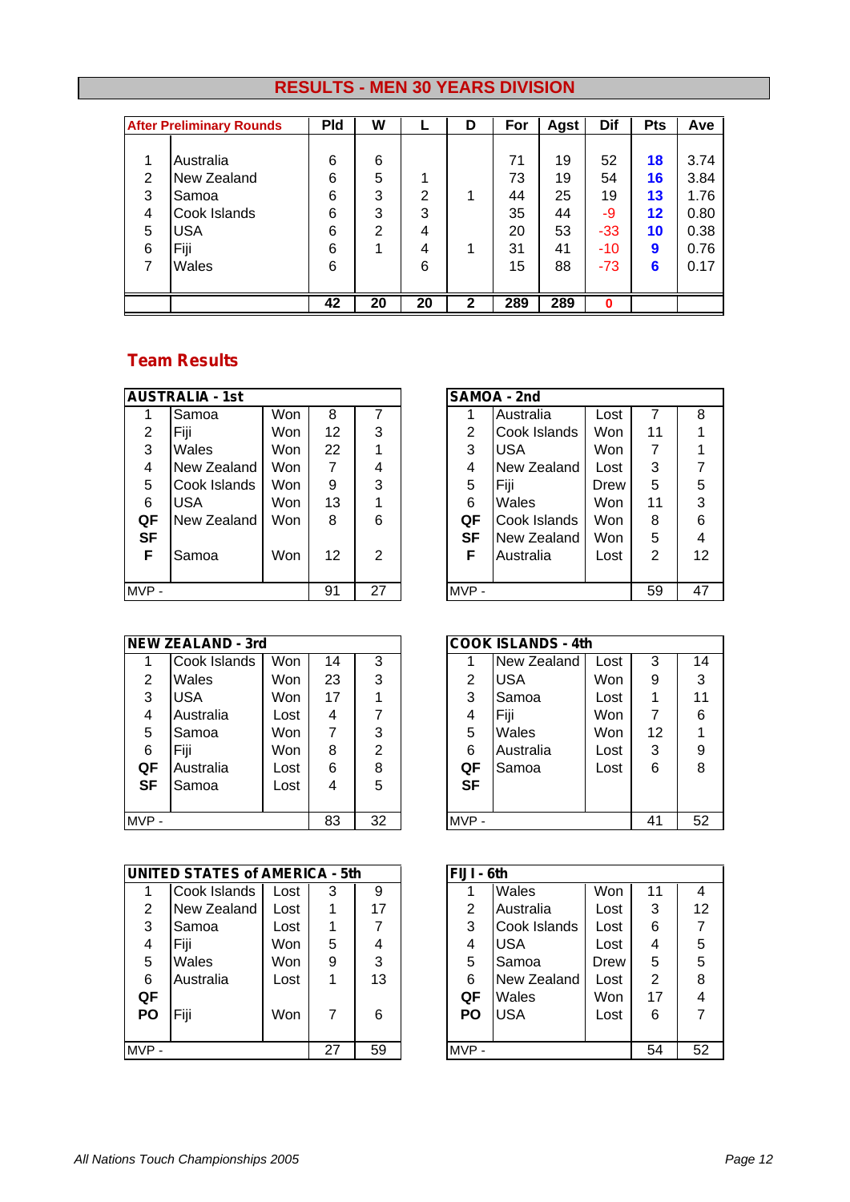# RESULTS - MEN 30 YEARS DIVISION

| After Preliminary Rounds | | Pld | W | L | D | For | Agst | Dif | Pts | Ave |
|---|---|---|---|---|---|---|---|---|---|---|
| 1 | Australia | 6 | 6 | | | 71 | 19 | 52 | **18** | 3.74 |
| 2 | New Zealand | 6 | 5 | 1 | | 73 | 19 | 54 | **16** | 3.84 |
| 3 | Samoa | 6 | 3 | 2 | 1 | 44 | 25 | 19 | **13** | 1.76 |
| 4 | Cook Islands | 6 | 3 | 3 | | 35 | 44 | -9 | **12** | 0.80 |
| 5 | USA | 6 | 2 | 4 | | 20 | 53 | -33 | **10** | 0.38 |
| 6 | Fiji | 6 | 1 | 4 | 1 | 31 | 41 | -10 | **9** | 0.76 |
| 7 | Wales | 6 | | 6 | | 15 | 88 | -73 | **6** | 0.17 |
| | | **42** | **20** | **20** | **2** | **289** | **289** | **0** | | |

## Team Results

| AUSTRALIA - 1st | | | | |
|---|---|---|---|---|
| 1 | Samoa | Won | 8 | 7 |
| 2 | Fiji | Won | 12 | 3 |
| 3 | Wales | Won | 22 | 1 |
| 4 | New Zealand | Won | 7 | 4 |
| 5 | Cook Islands | Won | 9 | 3 |
| 6 | USA | Won | 13 | 1 |
| QF | New Zealand | Won | 8 | 6 |
| SF | | | | |
| F | Samoa | Won | 12 | 2 |
| MVP - | | | 91 | 27 |

| SAMOA - 2nd | | | | |
|---|---|---|---|---|
| 1 | Australia | Lost | 7 | 8 |
| 2 | Cook Islands | Won | 11 | 1 |
| 3 | USA | Won | 7 | 1 |
| 4 | New Zealand | Lost | 3 | 7 |
| 5 | Fiji | Drew | 5 | 5 |
| 6 | Wales | Won | 11 | 3 |
| QF | Cook Islands | Won | 8 | 6 |
| SF | New Zealand | Won | 5 | 4 |
| F | Australia | Lost | 2 | 12 |
| MVP - | | | 59 | 47 |

| NEW ZEALAND - 3rd | | | | |
|---|---|---|---|---|
| 1 | Cook Islands | Won | 14 | 3 |
| 2 | Wales | Won | 23 | 3 |
| 3 | USA | Won | 17 | 1 |
| 4 | Australia | Lost | 4 | 7 |
| 5 | Samoa | Won | 7 | 3 |
| 6 | Fiji | Won | 8 | 2 |
| QF | Australia | Lost | 6 | 8 |
| SF | Samoa | Lost | 4 | 5 |
| MVP - | | | 83 | 32 |

| COOK ISLANDS - 4th | | | | |
|---|---|---|---|---|
| 1 | New Zealand | Lost | 3 | 14 |
| 2 | USA | Won | 9 | 3 |
| 3 | Samoa | Lost | 1 | 11 |
| 4 | Fiji | Won | 7 | 6 |
| 5 | Wales | Won | 12 | 1 |
| 6 | Australia | Lost | 3 | 9 |
| QF | Samoa | Lost | 6 | 8 |
| SF | | | | |
| MVP - | | | 41 | 52 |

| UNITED STATES of AMERICA - 5th | | | | |
|---|---|---|---|---|
| 1 | Cook Islands | Lost | 3 | 9 |
| 2 | New Zealand | Lost | 1 | 17 |
| 3 | Samoa | Lost | 1 | 7 |
| 4 | Fiji | Won | 5 | 4 |
| 5 | Wales | Won | 9 | 3 |
| 6 | Australia | Lost | 1 | 13 |
| QF | | | | |
| PO | Fiji | Won | 7 | 6 |
| MVP - | | | 27 | 59 |

| FIJI - 6th | | | | |
|---|---|---|---|---|
| 1 | Wales | Won | 11 | 4 |
| 2 | Australia | Lost | 3 | 12 |
| 3 | Cook Islands | Lost | 6 | 7 |
| 4 | USA | Lost | 4 | 5 |
| 5 | Samoa | Drew | 5 | 5 |
| 6 | New Zealand | Lost | 2 | 8 |
| QF | Wales | Won | 17 | 4 |
| PO | USA | Lost | 6 | 7 |
| MVP - | | | 54 | 52 |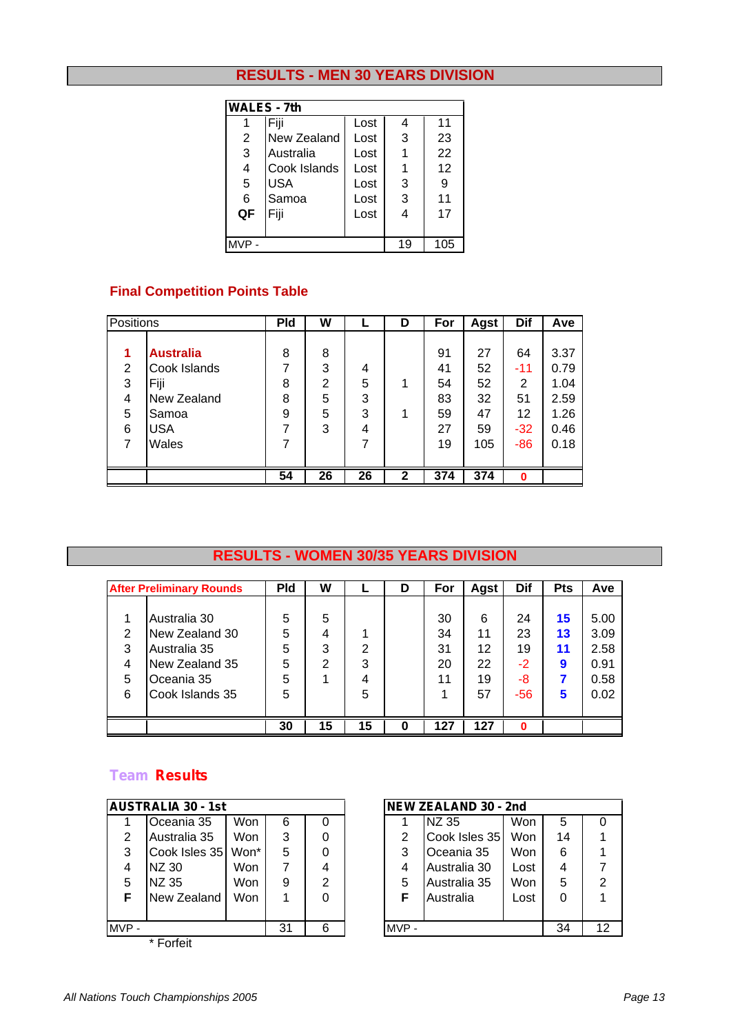## RESULTS - MEN 30 YEARS DIVISION

| WALES - 7th | | | | |
|---|---|---|---|---|
| 1 | Fiji | Lost | 4 | 11 |
| 2 | New Zealand | Lost | 3 | 23 |
| 3 | Australia | Lost | 1 | 22 |
| 4 | Cook Islands | Lost | 1 | 12 |
| 5 | USA | Lost | 3 | 9 |
| 6 | Samoa | Lost | 3 | 11 |
| **QF** | Fiji | Lost | 4 | 17 |
| MVP - | | | 19 | 105 |

### Final Competition Points Table

| Positions | | Pld | W | L | D | For | Agst | Dif | Ave |
|---|---|---|---|---|---|---|---|---|---|
| **1** | **Australia** | 8 | 8 | | | 91 | 27 | 64 | 3.37 |
| 2 | Cook Islands | 7 | 3 | 4 | | 41 | 52 | -11 | 0.79 |
| 3 | Fiji | 8 | 2 | 5 | 1 | 54 | 52 | 2 | 1.04 |
| 4 | New Zealand | 8 | 5 | 3 | | 83 | 32 | 51 | 2.59 |
| 5 | Samoa | 9 | 5 | 3 | 1 | 59 | 47 | 12 | 1.26 |
| 6 | USA | 7 | 3 | 4 | | 27 | 59 | -32 | 0.46 |
| 7 | Wales | 7 | | 7 | | 19 | 105 | -86 | 0.18 |
| | | **54** | **26** | **26** | **2** | **374** | **374** | **0** | |

## RESULTS - WOMEN 30/35 YEARS DIVISION

| After Preliminary Rounds | | Pld | W | L | D | For | Agst | Dif | Pts | Ave |
|---|---|---|---|---|---|---|---|---|---|---|
| 1 | Australia 30 | 5 | 5 | | | 30 | 6 | 24 | **15** | 5.00 |
| 2 | New Zealand 30 | 5 | 4 | 1 | | 34 | 11 | 23 | **13** | 3.09 |
| 3 | Australia 35 | 5 | 3 | 2 | | 31 | 12 | 19 | **11** | 2.58 |
| 4 | New Zealand 35 | 5 | 2 | 3 | | 20 | 22 | -2 | **9** | 0.91 |
| 5 | Oceania 35 | 5 | 1 | 4 | | 11 | 19 | -8 | **7** | 0.58 |
| 6 | Cook Islands 35 | 5 | | 5 | | 1 | 57 | -56 | **5** | 0.02 |
| | | **30** | **15** | **15** | **0** | **127** | **127** | **0** | | |

### Team Results

| AUSTRALIA 30 - 1st | | | | |
|---|---|---|---|---|
| 1 | Oceania 35 | Won | 6 | 0 |
| 2 | Australia 35 | Won | 3 | 0 |
| 3 | Cook Isles 35 | Won* | 5 | 0 |
| 4 | NZ 30 | Won | 7 | 4 |
| 5 | NZ 35 | Won | 9 | 2 |
| **F** | New Zealand | Won | 1 | 0 |
| MVP - | | | 31 | 6 |

* Forfeit

| NEW ZEALAND 30 - 2nd | | | | |
|---|---|---|---|---|
| 1 | NZ 35 | Won | 5 | 0 |
| 2 | Cook Isles 35 | Won | 14 | 1 |
| 3 | Oceania 35 | Won | 6 | 1 |
| 4 | Australia 30 | Lost | 4 | 7 |
| 5 | Australia 35 | Won | 5 | 2 |
| **F** | Australia | Lost | 0 | 1 |
| MVP - | | | 34 | 12 |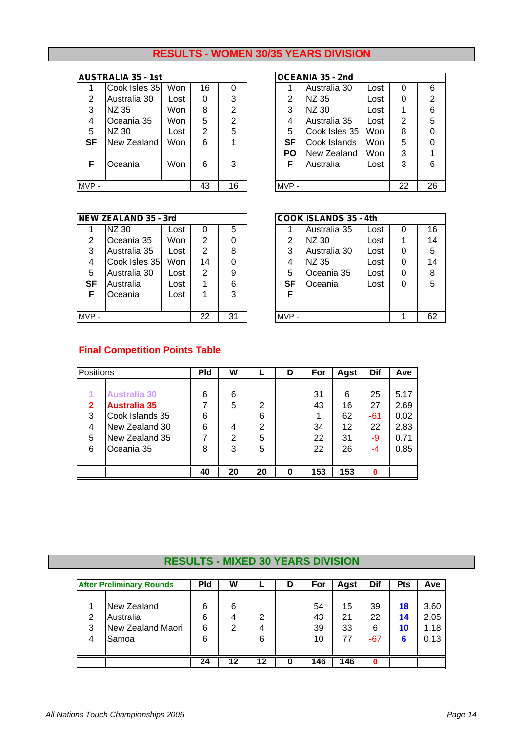# RESULTS - WOMEN 30/35 YEARS DIVISION

| AUSTRALIA 35 - 1st | | | | |
|---|---|---|---|---|
| 1 | Cook Isles 35 | Won | 16 | 0 |
| 2 | Australia 30 | Lost | 0 | 3 |
| 3 | NZ 35 | Won | 8 | 2 |
| 4 | Oceania 35 | Won | 5 | 2 |
| 5 | NZ 30 | Lost | 2 | 5 |
| SF | New Zealand | Won | 6 | 1 |
| F | Oceania | Won | 6 | 3 |
| MVP - | | | 43 | 16 |

| OCEANIA 35 - 2nd | | | | |
|---|---|---|---|---|
| 1 | Australia 30 | Lost | 0 | 6 |
| 2 | NZ 35 | Lost | 0 | 2 |
| 3 | NZ 30 | Lost | 1 | 6 |
| 4 | Australia 35 | Lost | 2 | 5 |
| 5 | Cook Isles 35 | Won | 8 | 0 |
| SF | Cook Islands | Won | 5 | 0 |
| PO | New Zealand | Won | 3 | 1 |
| F | Australia | Lost | 3 | 6 |
| MVP - | | | 22 | 26 |

| NEW ZEALAND 35 - 3rd | | | | |
|---|---|---|---|---|
| 1 | NZ 30 | Lost | 0 | 5 |
| 2 | Oceania 35 | Won | 2 | 0 |
| 3 | Australia 35 | Lost | 2 | 8 |
| 4 | Cook Isles 35 | Won | 14 | 0 |
| 5 | Australia 30 | Lost | 2 | 9 |
| SF | Australia | Lost | 1 | 6 |
| F | Oceania | Lost | 1 | 3 |
| MVP - | | | 22 | 31 |

| COOK ISLANDS 35 - 4th | | | | |
|---|---|---|---|---|
| 1 | Australia 35 | Lost | 0 | 16 |
| 2 | NZ 30 | Lost | 1 | 14 |
| 3 | Australia 30 | Lost | 0 | 5 |
| 4 | NZ 35 | Lost | 0 | 14 |
| 5 | Oceania 35 | Lost | 0 | 8 |
| SF | Oceania | Lost | 0 | 5 |
| F | | | | |
| MVP - | | | 1 | 62 |

## Final Competition Points Table

| Positions | | Pld | W | L | D | For | Agst | Dif | Ave |
|---|---|---|---|---|---|---|---|---|---|
| 1 | Australia 30 | 6 | 6 | | | 31 | 6 | 25 | 5.17 |
| 2 | Australia 35 | 7 | 5 | 2 | | 43 | 16 | 27 | 2.69 |
| 3 | Cook Islands 35 | 6 | | 6 | | 1 | 62 | -61 | 0.02 |
| 4 | New Zealand 30 | 6 | 4 | 2 | | 34 | 12 | 22 | 2.83 |
| 5 | New Zealand 35 | 7 | 2 | 5 | | 22 | 31 | -9 | 0.71 |
| 6 | Oceania 35 | 8 | 3 | 5 | | 22 | 26 | -4 | 0.85 |
| | | 40 | 20 | 20 | 0 | 153 | 153 | 0 | |

# RESULTS - MIXED 30 YEARS DIVISION

| After Preliminary Rounds | | Pld | W | L | D | For | Agst | Dif | Pts | Ave |
|---|---|---|---|---|---|---|---|---|---|---|
| 1 | New Zealand | 6 | 6 | | | 54 | 15 | 39 | 18 | 3.60 |
| 2 | Australia | 6 | 4 | 2 | | 43 | 21 | 22 | 14 | 2.05 |
| 3 | New Zealand Maori | 6 | 2 | 4 | | 39 | 33 | 6 | 10 | 1.18 |
| 4 | Samoa | 6 | | 6 | | 10 | 77 | -67 | 6 | 0.13 |
| | | 24 | 12 | 12 | 0 | 146 | 146 | 0 | | |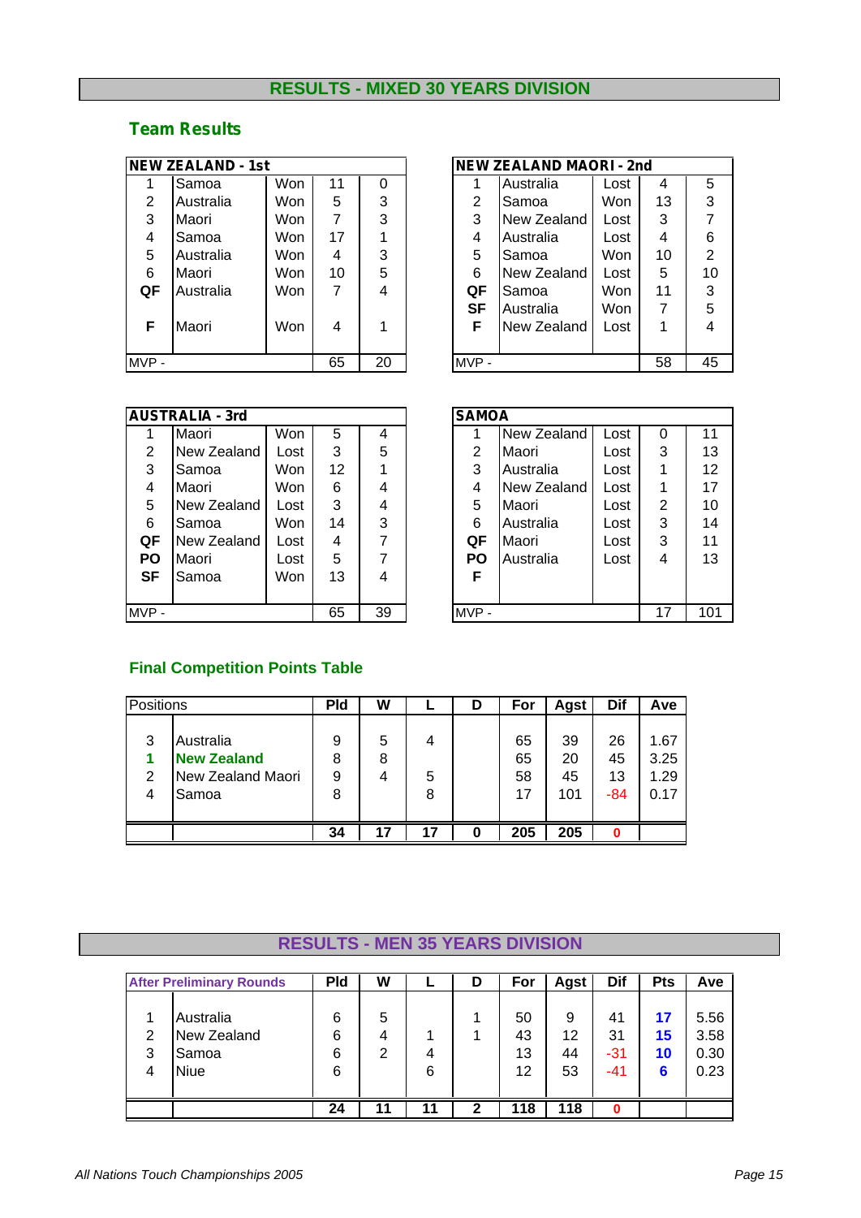# RESULTS - MIXED 30 YEARS DIVISION

## Team Results

| NEW ZEALAND - 1st | | | | |
|---|---|---|---|---|
| 1 | Samoa | Won | 11 | 0 |
| 2 | Australia | Won | 5 | 3 |
| 3 | Maori | Won | 7 | 3 |
| 4 | Samoa | Won | 17 | 1 |
| 5 | Australia | Won | 4 | 3 |
| 6 | Maori | Won | 10 | 5 |
| **QF** | Australia | Won | 7 | 4 |
| | | | | |
| **F** | Maori | Won | 4 | 1 |
| MVP - | | | 65 | 20 |

| NEW ZEALAND MAORI - 2nd | | | | |
|---|---|---|---|---|
| 1 | Australia | Lost | 4 | 5 |
| 2 | Samoa | Won | 13 | 3 |
| 3 | New Zealand | Lost | 3 | 7 |
| 4 | Australia | Lost | 4 | 6 |
| 5 | Samoa | Won | 10 | 2 |
| 6 | New Zealand | Lost | 5 | 10 |
| **QF** | Samoa | Won | 11 | 3 |
| **SF** | Australia | Won | 7 | 5 |
| **F** | New Zealand | Lost | 1 | 4 |
| MVP - | | | 58 | 45 |

| AUSTRALIA - 3rd | | | | |
|---|---|---|---|---|
| 1 | Maori | Won | 5 | 4 |
| 2 | New Zealand | Lost | 3 | 5 |
| 3 | Samoa | Won | 12 | 1 |
| 4 | Maori | Won | 6 | 4 |
| 5 | New Zealand | Lost | 3 | 4 |
| 6 | Samoa | Won | 14 | 3 |
| **QF** | New Zealand | Lost | 4 | 7 |
| **PO** | Maori | Lost | 5 | 7 |
| **SF** | Samoa | Won | 13 | 4 |
| MVP - | | | 65 | 39 |

| SAMOA | | | | |
|---|---|---|---|---|
| 1 | New Zealand | Lost | 0 | 11 |
| 2 | Maori | Lost | 3 | 13 |
| 3 | Australia | Lost | 1 | 12 |
| 4 | New Zealand | Lost | 1 | 17 |
| 5 | Maori | Lost | 2 | 10 |
| 6 | Australia | Lost | 3 | 14 |
| **QF** | Maori | Lost | 3 | 11 |
| **PO** | Australia | Lost | 4 | 13 |
| **F** | | | | |
| MVP - | | | 17 | 101 |

## Final Competition Points Table

| Positions | | Pld | W | L | D | For | Agst | Dif | Ave |
|---|---|---|---|---|---|---|---|---|---|
| 3 | Australia | 9 | 5 | 4 | | 65 | 39 | 26 | 1.67 |
| **1** | **New Zealand** | 8 | 8 | | | 65 | 20 | 45 | 3.25 |
| 2 | New Zealand Maori | 9 | 4 | 5 | | 58 | 45 | 13 | 1.29 |
| 4 | Samoa | 8 | | 8 | | 17 | 101 | -84 | 0.17 |
| | | **34** | **17** | **17** | **0** | **205** | **205** | **0** | |

# RESULTS - MEN 35 YEARS DIVISION

| After Preliminary Rounds | | Pld | W | L | D | For | Agst | Dif | Pts | Ave |
|---|---|---|---|---|---|---|---|---|---|---|
| 1 | Australia | 6 | 5 | | 1 | 50 | 9 | 41 | **17** | 5.56 |
| 2 | New Zealand | 6 | 4 | 1 | 1 | 43 | 12 | 31 | **15** | 3.58 |
| 3 | Samoa | 6 | 2 | 4 | | 13 | 44 | -31 | **10** | 0.30 |
| 4 | Niue | 6 | | 6 | | 12 | 53 | -41 | **6** | 0.23 |
| | | **24** | **11** | **11** | **2** | **118** | **118** | **0** | | |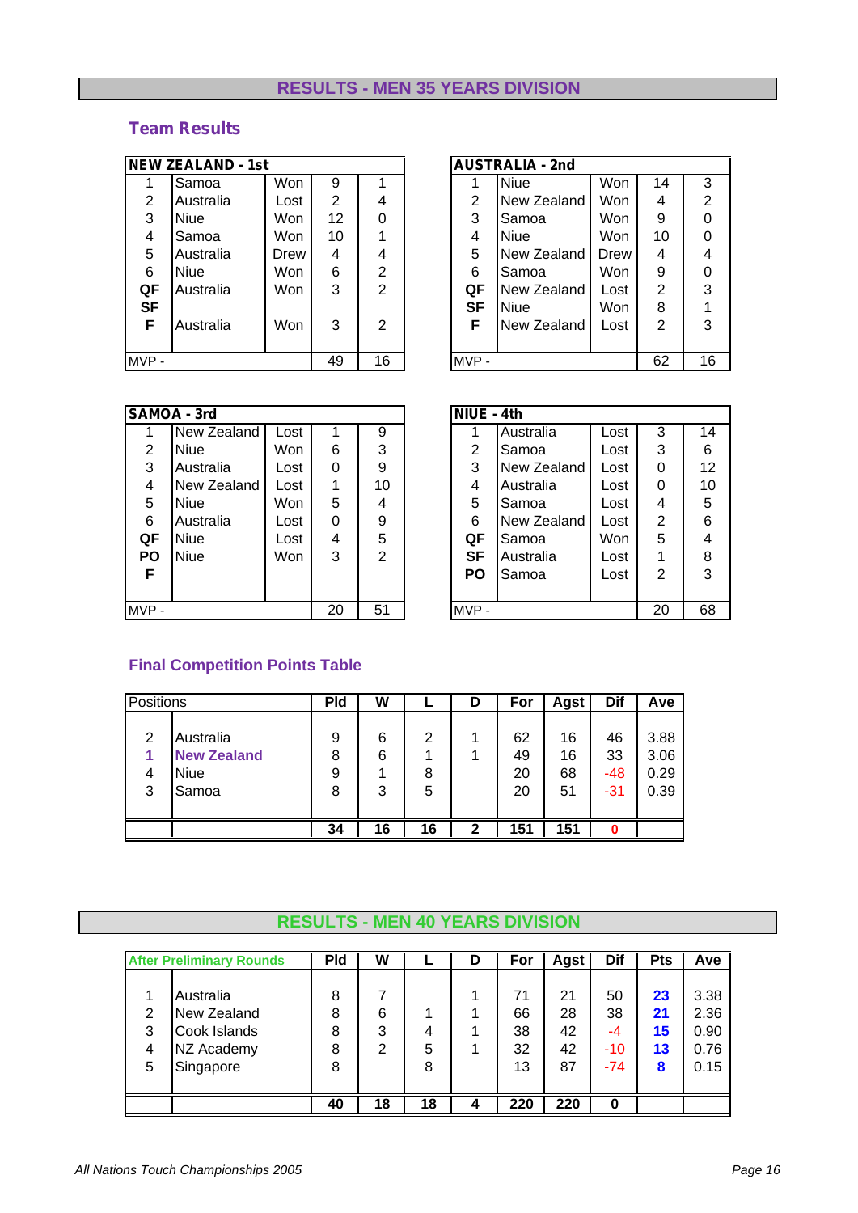# RESULTS - MEN 35 YEARS DIVISION

## Team Results

| NEW ZEALAND - 1st | | | | |
|---|---|---|---|---|
| 1 | Samoa | Won | 9 | 1 |
| 2 | Australia | Lost | 2 | 4 |
| 3 | Niue | Won | 12 | 0 |
| 4 | Samoa | Won | 10 | 1 |
| 5 | Australia | Drew | 4 | 4 |
| 6 | Niue | Won | 6 | 2 |
| QF | Australia | Won | 3 | 2 |
| SF | | | | |
| F | Australia | Won | 3 | 2 |
| MVP - | | | 49 | 16 |

| AUSTRALIA - 2nd | | | | |
|---|---|---|---|---|
| 1 | Niue | Won | 14 | 3 |
| 2 | New Zealand | Won | 4 | 2 |
| 3 | Samoa | Won | 9 | 0 |
| 4 | Niue | Won | 10 | 0 |
| 5 | New Zealand | Drew | 4 | 4 |
| 6 | Samoa | Won | 9 | 0 |
| QF | New Zealand | Lost | 2 | 3 |
| SF | Niue | Won | 8 | 1 |
| F | New Zealand | Lost | 2 | 3 |
| MVP - | | | 62 | 16 |

| SAMOA - 3rd | | | | |
|---|---|---|---|---|
| 1 | New Zealand | Lost | 1 | 9 |
| 2 | Niue | Won | 6 | 3 |
| 3 | Australia | Lost | 0 | 9 |
| 4 | New Zealand | Lost | 1 | 10 |
| 5 | Niue | Won | 5 | 4 |
| 6 | Australia | Lost | 0 | 9 |
| QF | Niue | Lost | 4 | 5 |
| PO | Niue | Won | 3 | 2 |
| F | | | | |
| MVP - | | | 20 | 51 |

| NIUE - 4th | | | | |
|---|---|---|---|---|
| 1 | Australia | Lost | 3 | 14 |
| 2 | Samoa | Lost | 3 | 6 |
| 3 | New Zealand | Lost | 0 | 12 |
| 4 | Australia | Lost | 0 | 10 |
| 5 | Samoa | Lost | 4 | 5 |
| 6 | New Zealand | Lost | 2 | 6 |
| QF | Samoa | Won | 5 | 4 |
| SF | Australia | Lost | 1 | 8 |
| PO | Samoa | Lost | 2 | 3 |
| MVP - | | | 20 | 68 |

## Final Competition Points Table

| Positions | | Pld | W | L | D | For | Agst | Dif | Ave |
|---|---|---|---|---|---|---|---|---|---|
| 2 | Australia | 9 | 6 | 2 | 1 | 62 | 16 | 46 | 3.88 |
| **1** | **New Zealand** | 8 | 6 | 1 | 1 | 49 | 16 | 33 | 3.06 |
| 4 | Niue | 9 | 1 | 8 | | 20 | 68 | -48 | 0.29 |
| 3 | Samoa | 8 | 3 | 5 | | 20 | 51 | -31 | 0.39 |
| | | **34** | **16** | **16** | **2** | **151** | **151** | **0** | |

# RESULTS - MEN 40 YEARS DIVISION

| After Preliminary Rounds | | Pld | W | L | D | For | Agst | Dif | Pts | Ave |
|---|---|---|---|---|---|---|---|---|---|---|
| 1 | Australia | 8 | 7 | | 1 | 71 | 21 | 50 | **23** | 3.38 |
| 2 | New Zealand | 8 | 6 | 1 | 1 | 66 | 28 | 38 | **21** | 2.36 |
| 3 | Cook Islands | 8 | 3 | 4 | 1 | 38 | 42 | -4 | **15** | 0.90 |
| 4 | NZ Academy | 8 | 2 | 5 | 1 | 32 | 42 | -10 | **13** | 0.76 |
| 5 | Singapore | 8 | | 8 | | 13 | 87 | -74 | **8** | 0.15 |
| | | **40** | **18** | **18** | **4** | **220** | **220** | **0** | | |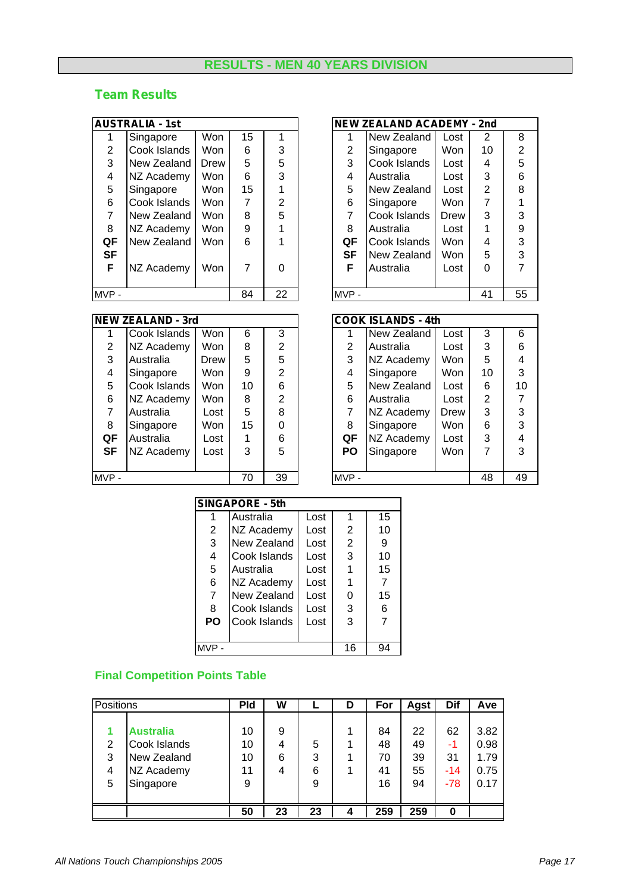# RESULTS - MEN 40 YEARS DIVISION

## Team Results

| AUSTRALIA - 1st | | | | |
|---|---|---|---|---|
| 1 | Singapore | Won | 15 | 1 |
| 2 | Cook Islands | Won | 6 | 3 |
| 3 | New Zealand | Drew | 5 | 5 |
| 4 | NZ Academy | Won | 6 | 3 |
| 5 | Singapore | Won | 15 | 1 |
| 6 | Cook Islands | Won | 7 | 2 |
| 7 | New Zealand | Won | 8 | 5 |
| 8 | NZ Academy | Won | 9 | 1 |
| QF | New Zealand | Won | 6 | 1 |
| SF | | | | |
| F | NZ Academy | Won | 7 | 0 |
| MVP - | | | 84 | 22 |

| NEW ZEALAND ACADEMY - 2nd | | | | |
|---|---|---|---|---|
| 1 | New Zealand | Lost | 2 | 8 |
| 2 | Singapore | Won | 10 | 2 |
| 3 | Cook Islands | Lost | 4 | 5 |
| 4 | Australia | Lost | 3 | 6 |
| 5 | New Zealand | Lost | 2 | 8 |
| 6 | Singapore | Won | 7 | 1 |
| 7 | Cook Islands | Drew | 3 | 3 |
| 8 | Australia | Lost | 1 | 9 |
| QF | Cook Islands | Won | 4 | 3 |
| SF | New Zealand | Won | 5 | 3 |
| F | Australia | Lost | 0 | 7 |
| MVP - | | | 41 | 55 |

| NEW ZEALAND - 3rd | | | | |
|---|---|---|---|---|
| 1 | Cook Islands | Won | 6 | 3 |
| 2 | NZ Academy | Won | 8 | 2 |
| 3 | Australia | Drew | 5 | 5 |
| 4 | Singapore | Won | 9 | 2 |
| 5 | Cook Islands | Won | 10 | 6 |
| 6 | NZ Academy | Won | 8 | 2 |
| 7 | Australia | Lost | 5 | 8 |
| 8 | Singapore | Won | 15 | 0 |
| QF | Australia | Lost | 1 | 6 |
| SF | NZ Academy | Lost | 3 | 5 |
| MVP - | | | 70 | 39 |

| COOK ISLANDS - 4th | | | | |
|---|---|---|---|---|
| 1 | New Zealand | Lost | 3 | 6 |
| 2 | Australia | Lost | 3 | 6 |
| 3 | NZ Academy | Won | 5 | 4 |
| 4 | Singapore | Won | 10 | 3 |
| 5 | New Zealand | Lost | 6 | 10 |
| 6 | Australia | Lost | 2 | 7 |
| 7 | NZ Academy | Drew | 3 | 3 |
| 8 | Singapore | Won | 6 | 3 |
| QF | NZ Academy | Lost | 3 | 4 |
| PO | Singapore | Won | 7 | 3 |
| MVP - | | | 48 | 49 |

| SINGAPORE - 5th | | | | |
|---|---|---|---|---|
| 1 | Australia | Lost | 1 | 15 |
| 2 | NZ Academy | Lost | 2 | 10 |
| 3 | New Zealand | Lost | 2 | 9 |
| 4 | Cook Islands | Lost | 3 | 10 |
| 5 | Australia | Lost | 1 | 15 |
| 6 | NZ Academy | Lost | 1 | 7 |
| 7 | New Zealand | Lost | 0 | 15 |
| 8 | Cook Islands | Lost | 3 | 6 |
| PO | Cook Islands | Lost | 3 | 7 |
| MVP - | | | 16 | 94 |

## Final Competition Points Table

| Positions | | Pld | W | L | D | For | Agst | Dif | Ave |
|---|---|---|---|---|---|---|---|---|---|
| 1 | **Australia** | 10 | 9 | | 1 | 84 | 22 | 62 | 3.82 |
| 2 | Cook Islands | 10 | 4 | 5 | 1 | 48 | 49 | -1 | 0.98 |
| 3 | New Zealand | 10 | 6 | 3 | 1 | 70 | 39 | 31 | 1.79 |
| 4 | NZ Academy | 11 | 4 | 6 | 1 | 41 | 55 | -14 | 0.75 |
| 5 | Singapore | 9 | | 9 | | 16 | 94 | -78 | 0.17 |
| | | 50 | 23 | 23 | 4 | 259 | 259 | 0 | |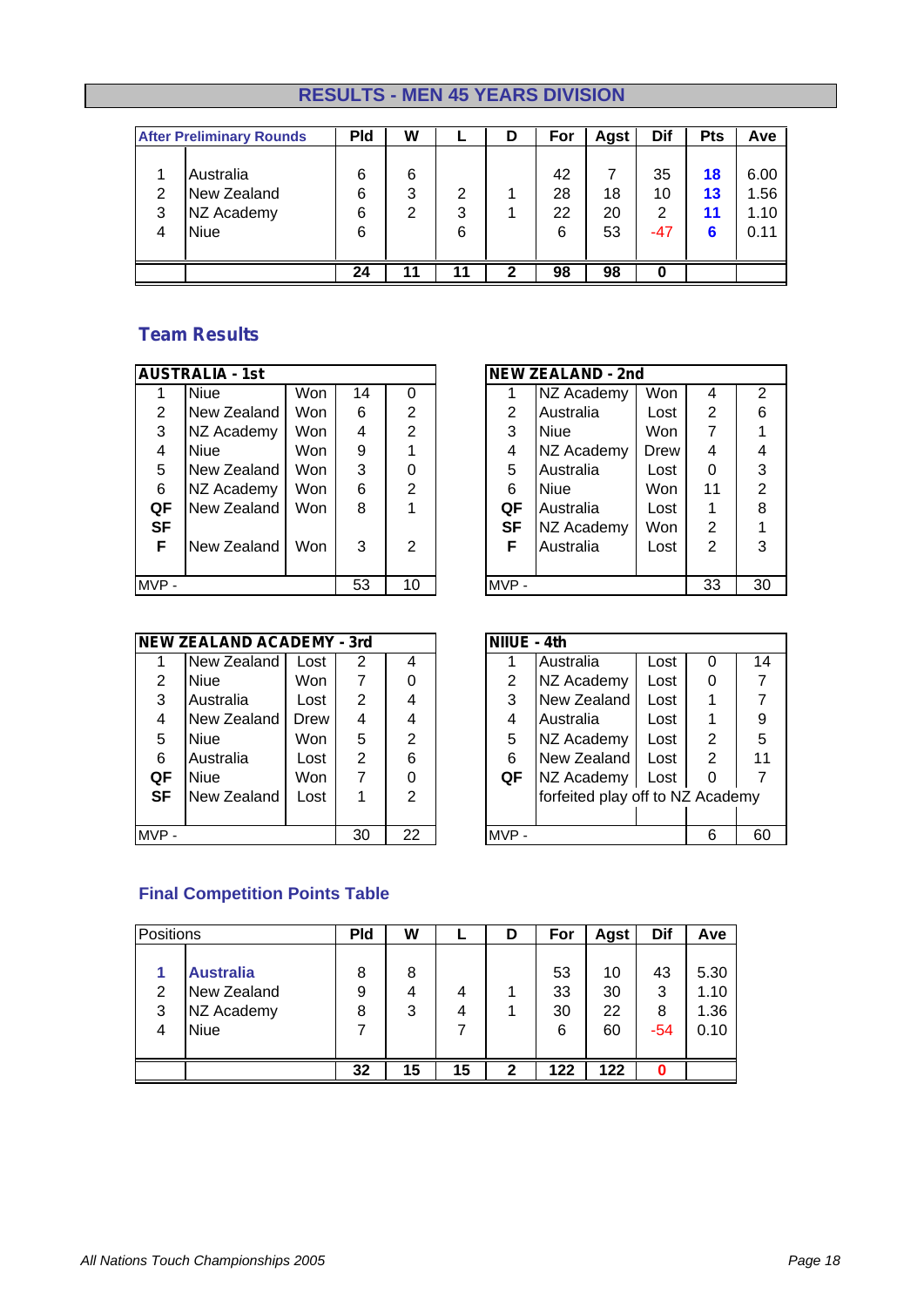# RESULTS - MEN 45 YEARS DIVISION

| After Preliminary Rounds | | Pld | W | L | D | For | Agst | Dif | Pts | Ave |
|---|---|---|---|---|---|---|---|---|---|---|
| 1 | Australia | 6 | 6 | | | 42 | 7 | 35 | **18** | 6.00 |
| 2 | New Zealand | 6 | 3 | 2 | 1 | 28 | 18 | 10 | **13** | 1.56 |
| 3 | NZ Academy | 6 | 2 | 3 | 1 | 22 | 20 | 2 | **11** | 1.10 |
| 4 | Niue | 6 | | 6 | | 6 | 53 | -47 | **6** | 0.11 |
| | | **24** | **11** | **11** | **2** | **98** | **98** | **0** | | |

## Team Results

| AUSTRALIA - 1st | | | | |
|---|---|---|---|---|
| 1 | Niue | Won | 14 | 0 |
| 2 | New Zealand | Won | 6 | 2 |
| 3 | NZ Academy | Won | 4 | 2 |
| 4 | Niue | Won | 9 | 1 |
| 5 | New Zealand | Won | 3 | 0 |
| 6 | NZ Academy | Won | 6 | 2 |
| QF | New Zealand | Won | 8 | 1 |
| SF | | | | |
| F | New Zealand | Won | 3 | 2 |
| MVP - | | | 53 | 10 |

| NEW ZEALAND - 2nd | | | | |
|---|---|---|---|---|
| 1 | NZ Academy | Won | 4 | 2 |
| 2 | Australia | Lost | 2 | 6 |
| 3 | Niue | Won | 7 | 1 |
| 4 | NZ Academy | Drew | 4 | 4 |
| 5 | Australia | Lost | 0 | 3 |
| 6 | Niue | Won | 11 | 2 |
| QF | Australia | Lost | 1 | 8 |
| SF | NZ Academy | Won | 2 | 1 |
| F | Australia | Lost | 2 | 3 |
| MVP - | | | 33 | 30 |

| NEW ZEALAND ACADEMY - 3rd | | | | |
|---|---|---|---|---|
| 1 | New Zealand | Lost | 2 | 4 |
| 2 | Niue | Won | 7 | 0 |
| 3 | Australia | Lost | 2 | 4 |
| 4 | New Zealand | Drew | 4 | 4 |
| 5 | Niue | Won | 5 | 2 |
| 6 | Australia | Lost | 2 | 6 |
| QF | Niue | Won | 7 | 0 |
| SF | New Zealand | Lost | 1 | 2 |
| MVP - | | | 30 | 22 |

| NIIUE - 4th | | | | |
|---|---|---|---|---|
| 1 | Australia | Lost | 0 | 14 |
| 2 | NZ Academy | Lost | 0 | 7 |
| 3 | New Zealand | Lost | 1 | 7 |
| 4 | Australia | Lost | 1 | 9 |
| 5 | NZ Academy | Lost | 2 | 5 |
| 6 | New Zealand | Lost | 2 | 11 |
| QF | NZ Academy | Lost | 0 | 7 |
| | forfeited play off to NZ Academy | | | |
| MVP - | | | 6 | 60 |

## Final Competition Points Table

| Positions | | Pld | W | L | D | For | Agst | Dif | Ave |
|---|---|---|---|---|---|---|---|---|---|
| **1** | **Australia** | 8 | 8 | | | 53 | 10 | 43 | 5.30 |
| 2 | New Zealand | 9 | 4 | 4 | 1 | 33 | 30 | 3 | 1.10 |
| 3 | NZ Academy | 8 | 3 | 4 | 1 | 30 | 22 | 8 | 1.36 |
| 4 | Niue | 7 | | 7 | | 6 | 60 | -54 | 0.10 |
| | | **32** | **15** | **15** | **2** | **122** | **122** | **0** | |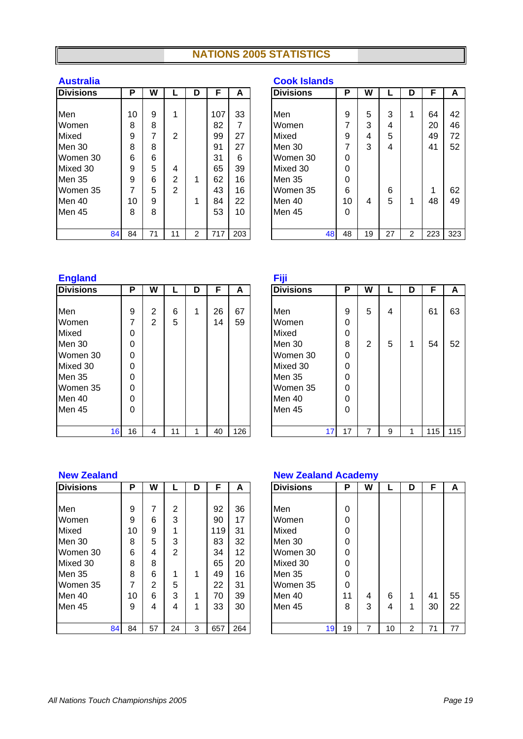# NATIONS 2005 STATISTICS

## Australia

| Divisions | P | W | L | D | F | A |
|---|---|---|---|---|---|---|
| Men | 10 | 9 | 1 | | 107 | 33 |
| Women | 8 | 8 | | | 82 | 7 |
| Mixed | 9 | 7 | 2 | | 99 | 27 |
| Men 30 | 8 | 8 | | | 91 | 27 |
| Women 30 | 6 | 6 | | | 31 | 6 |
| Mixed 30 | 9 | 5 | 4 | | 65 | 39 |
| Men 35 | 9 | 6 | 2 | 1 | 62 | 16 |
| Women 35 | 7 | 5 | 2 | | 43 | 16 |
| Men 40 | 10 | 9 | | 1 | 84 | 22 |
| Men 45 | 8 | 8 | | | 53 | 10 |
| 84 | 84 | 71 | 11 | 2 | 717 | 203 |

## Cook Islands

| Divisions | P | W | L | D | F | A |
|---|---|---|---|---|---|---|
| Men | 9 | 5 | 3 | 1 | 64 | 42 |
| Women | 7 | 3 | 4 | | 20 | 46 |
| Mixed | 9 | 4 | 5 | | 49 | 72 |
| Men 30 | 7 | 3 | 4 | | 41 | 52 |
| Women 30 | 0 | | | | | |
| Mixed 30 | 0 | | | | | |
| Men 35 | 0 | | | | | |
| Women 35 | 6 | | 6 | | 1 | 62 |
| Men 40 | 10 | 4 | 5 | 1 | 48 | 49 |
| Men 45 | 0 | | | | | |
| 48 | 48 | 19 | 27 | 2 | 223 | 323 |

## England

| Divisions | P | W | L | D | F | A |
|---|---|---|---|---|---|---|
| Men | 9 | 2 | 6 | 1 | 26 | 67 |
| Women | 7 | 2 | 5 | | 14 | 59 |
| Mixed | 0 | | | | | |
| Men 30 | 0 | | | | | |
| Women 30 | 0 | | | | | |
| Mixed 30 | 0 | | | | | |
| Men 35 | 0 | | | | | |
| Women 35 | 0 | | | | | |
| Men 40 | 0 | | | | | |
| Men 45 | 0 | | | | | |
| 16 | 16 | 4 | 11 | 1 | 40 | 126 |

## Fiji

| Divisions | P | W | L | D | F | A |
|---|---|---|---|---|---|---|
| Men | 9 | 5 | 4 | | 61 | 63 |
| Women | 0 | | | | | |
| Mixed | 0 | | | | | |
| Men 30 | 8 | 2 | 5 | 1 | 54 | 52 |
| Women 30 | 0 | | | | | |
| Mixed 30 | 0 | | | | | |
| Men 35 | 0 | | | | | |
| Women 35 | 0 | | | | | |
| Men 40 | 0 | | | | | |
| Men 45 | 0 | | | | | |
| 17 | 17 | 7 | 9 | 1 | 115 | 115 |

## New Zealand

| Divisions | P | W | L | D | F | A |
|---|---|---|---|---|---|---|
| Men | 9 | 7 | 2 | | 92 | 36 |
| Women | 9 | 6 | 3 | | 90 | 17 |
| Mixed | 10 | 9 | 1 | | 119 | 31 |
| Men 30 | 8 | 5 | 3 | | 83 | 32 |
| Women 30 | 6 | 4 | 2 | | 34 | 12 |
| Mixed 30 | 8 | 8 | | | 65 | 20 |
| Men 35 | 8 | 6 | 1 | 1 | 49 | 16 |
| Women 35 | 7 | 2 | 5 | | 22 | 31 |
| Men 40 | 10 | 6 | 3 | 1 | 70 | 39 |
| Men 45 | 9 | 4 | 4 | 1 | 33 | 30 |
| 84 | 84 | 57 | 24 | 3 | 657 | 264 |

## New Zealand Academy

| Divisions | P | W | L | D | F | A |
|---|---|---|---|---|---|---|
| Men | 0 | | | | | |
| Women | 0 | | | | | |
| Mixed | 0 | | | | | |
| Men 30 | 0 | | | | | |
| Women 30 | 0 | | | | | |
| Mixed 30 | 0 | | | | | |
| Men 35 | 0 | | | | | |
| Women 35 | 0 | | | | | |
| Men 40 | 11 | 4 | 6 | 1 | 41 | 55 |
| Men 45 | 8 | 3 | 4 | 1 | 30 | 22 |
| 19 | 19 | 7 | 10 | 2 | 71 | 77 |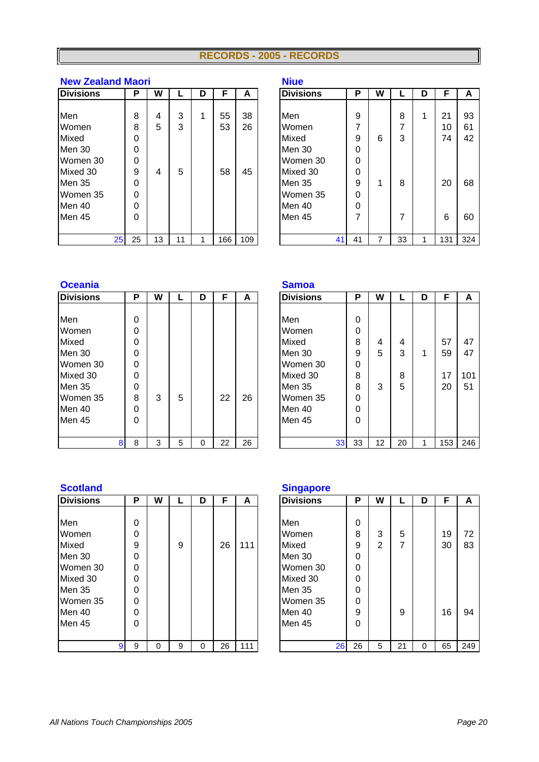# RECORDS - 2005 - RECORDS

## New Zealand Maori

| Divisions | P | W | L | D | F | A |
|---|---|---|---|---|---|---|
| Men | 8 | 4 | 3 | 1 | 55 | 38 |
| Women | 8 | 5 | 3 | | 53 | 26 |
| Mixed | 0 | | | | | |
| Men 30 | 0 | | | | | |
| Women 30 | 0 | | | | | |
| Mixed 30 | 9 | 4 | 5 | | 58 | 45 |
| Men 35 | 0 | | | | | |
| Women 35 | 0 | | | | | |
| Men 40 | 0 | | | | | |
| Men 45 | 0 | | | | | |
| 25 | 25 | 13 | 11 | 1 | 166 | 109 |

## Niue

| Divisions | P | W | L | D | F | A |
|---|---|---|---|---|---|---|
| Men | 9 | | 8 | 1 | 21 | 93 |
| Women | 7 | | 7 | | 10 | 61 |
| Mixed | 9 | 6 | 3 | | 74 | 42 |
| Men 30 | 0 | | | | | |
| Women 30 | 0 | | | | | |
| Mixed 30 | 0 | | | | | |
| Men 35 | 9 | 1 | 8 | | 20 | 68 |
| Women 35 | 0 | | | | | |
| Men 40 | 0 | | | | | |
| Men 45 | 7 | | 7 | | 6 | 60 |
| 41 | 41 | 7 | 33 | 1 | 131 | 324 |

## Oceania

| Divisions | P | W | L | D | F | A |
|---|---|---|---|---|---|---|
| Men | 0 | | | | | |
| Women | 0 | | | | | |
| Mixed | 0 | | | | | |
| Men 30 | 0 | | | | | |
| Women 30 | 0 | | | | | |
| Mixed 30 | 0 | | | | | |
| Men 35 | 0 | | | | | |
| Women 35 | 8 | 3 | 5 | | 22 | 26 |
| Men 40 | 0 | | | | | |
| Men 45 | 0 | | | | | |
| 8 | 8 | 3 | 5 | 0 | 22 | 26 |

## Samoa

| Divisions | P | W | L | D | F | A |
|---|---|---|---|---|---|---|
| Men | 0 | | | | | |
| Women | 0 | | | | | |
| Mixed | 8 | 4 | 4 | | 57 | 47 |
| Men 30 | 9 | 5 | 3 | 1 | 59 | 47 |
| Women 30 | 0 | | | | | |
| Mixed 30 | 8 | | 8 | | 17 | 101 |
| Men 35 | 8 | 3 | 5 | | 20 | 51 |
| Women 35 | 0 | | | | | |
| Men 40 | 0 | | | | | |
| Men 45 | 0 | | | | | |
| 33 | 33 | 12 | 20 | 1 | 153 | 246 |

## Scotland

| Divisions | P | W | L | D | F | A |
|---|---|---|---|---|---|---|
| Men | 0 | | | | | |
| Women | 0 | | | | | |
| Mixed | 9 | | 9 | | 26 | 111 |
| Men 30 | 0 | | | | | |
| Women 30 | 0 | | | | | |
| Mixed 30 | 0 | | | | | |
| Men 35 | 0 | | | | | |
| Women 35 | 0 | | | | | |
| Men 40 | 0 | | | | | |
| Men 45 | 0 | | | | | |
| 9 | 9 | 0 | 9 | 0 | 26 | 111 |

## Singapore

| Divisions | P | W | L | D | F | A |
|---|---|---|---|---|---|---|
| Men | 0 | | | | | |
| Women | 8 | 3 | 5 | | 19 | 72 |
| Mixed | 9 | 2 | 7 | | 30 | 83 |
| Men 30 | 0 | | | | | |
| Women 30 | 0 | | | | | |
| Mixed 30 | 0 | | | | | |
| Men 35 | 0 | | | | | |
| Women 35 | 0 | | | | | |
| Men 40 | 9 | | 9 | | 16 | 94 |
| Men 45 | 0 | | | | | |
| 26 | 26 | 5 | 21 | 0 | 65 | 249 |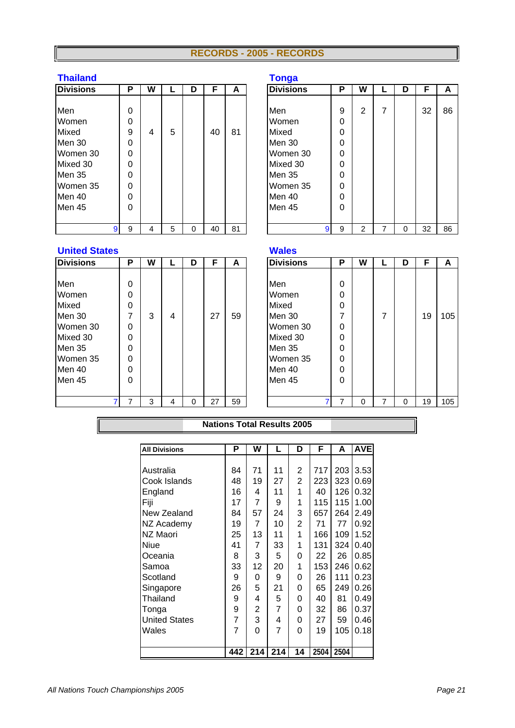# RECORDS - 2005 - RECORDS

### Thailand

| Divisions | P | W | L | D | F | A |
|---|---|---|---|---|---|---|
| Men | 0 | | | | | |
| Women | 0 | | | | | |
| Mixed | 9 | 4 | 5 | | 40 | 81 |
| Men 30 | 0 | | | | | |
| Women 30 | 0 | | | | | |
| Mixed 30 | 0 | | | | | |
| Men 35 | 0 | | | | | |
| Women 35 | 0 | | | | | |
| Men 40 | 0 | | | | | |
| Men 45 | 0 | | | | | |
| 9 | 9 | 4 | 5 | 0 | 40 | 81 |

### Tonga

| Divisions | P | W | L | D | F | A |
|---|---|---|---|---|---|---|
| Men | 9 | 2 | 7 | | 32 | 86 |
| Women | 0 | | | | | |
| Mixed | 0 | | | | | |
| Men 30 | 0 | | | | | |
| Women 30 | 0 | | | | | |
| Mixed 30 | 0 | | | | | |
| Men 35 | 0 | | | | | |
| Women 35 | 0 | | | | | |
| Men 40 | 0 | | | | | |
| Men 45 | 0 | | | | | |
| 9 | 9 | 2 | 7 | 0 | 32 | 86 |

### United States

| Divisions | P | W | L | D | F | A |
|---|---|---|---|---|---|---|
| Men | 0 | | | | | |
| Women | 0 | | | | | |
| Mixed | 0 | | | | | |
| Men 30 | 7 | 3 | 4 | | 27 | 59 |
| Women 30 | 0 | | | | | |
| Mixed 30 | 0 | | | | | |
| Men 35 | 0 | | | | | |
| Women 35 | 0 | | | | | |
| Men 40 | 0 | | | | | |
| Men 45 | 0 | | | | | |
| 7 | 7 | 3 | 4 | 0 | 27 | 59 |

### Wales

| Divisions | P | W | L | D | F | A |
|---|---|---|---|---|---|---|
| Men | 0 | | | | | |
| Women | 0 | | | | | |
| Mixed | 0 | | | | | |
| Men 30 | 7 | | 7 | | 19 | 105 |
| Women 30 | 0 | | | | | |
| Mixed 30 | 0 | | | | | |
| Men 35 | 0 | | | | | |
| Women 35 | 0 | | | | | |
| Men 40 | 0 | | | | | |
| Men 45 | 0 | | | | | |
| 7 | 7 | 0 | 7 | 0 | 19 | 105 |

## Nations Total Results 2005

| All Divisions | P | W | L | D | F | A | AVE |
|---|---|---|---|---|---|---|---|
| Australia | 84 | 71 | 11 | 2 | 717 | 203 | 3.53 |
| Cook Islands | 48 | 19 | 27 | 2 | 223 | 323 | 0.69 |
| England | 16 | 4 | 11 | 1 | 40 | 126 | 0.32 |
| Fiji | 17 | 7 | 9 | 1 | 115 | 115 | 1.00 |
| New Zealand | 84 | 57 | 24 | 3 | 657 | 264 | 2.49 |
| NZ Academy | 19 | 7 | 10 | 2 | 71 | 77 | 0.92 |
| NZ Maori | 25 | 13 | 11 | 1 | 166 | 109 | 1.52 |
| Niue | 41 | 7 | 33 | 1 | 131 | 324 | 0.40 |
| Oceania | 8 | 3 | 5 | 0 | 22 | 26 | 0.85 |
| Samoa | 33 | 12 | 20 | 1 | 153 | 246 | 0.62 |
| Scotland | 9 | 0 | 9 | 0 | 26 | 111 | 0.23 |
| Singapore | 26 | 5 | 21 | 0 | 65 | 249 | 0.26 |
| Thailand | 9 | 4 | 5 | 0 | 40 | 81 | 0.49 |
| Tonga | 9 | 2 | 7 | 0 | 32 | 86 | 0.37 |
| United States | 7 | 3 | 4 | 0 | 27 | 59 | 0.46 |
| Wales | 7 | 0 | 7 | 0 | 19 | 105 | 0.18 |
| | **442** | **214** | **214** | **14** | **2504** | **2504** | |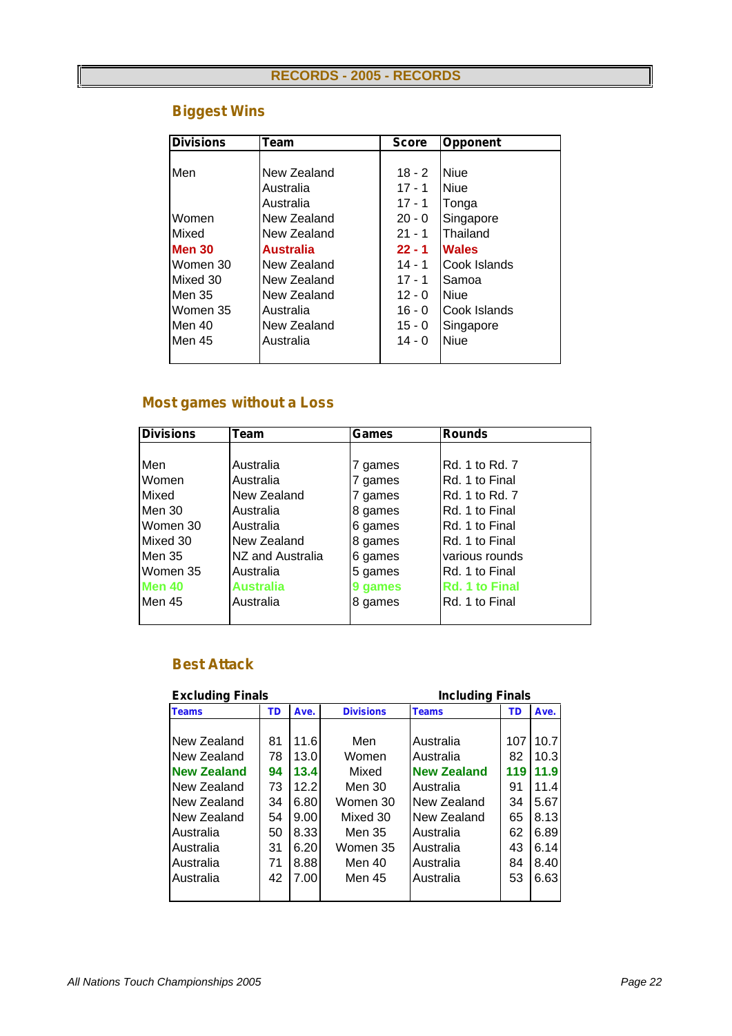# RECORDS - 2005 - RECORDS

## Biggest Wins

| Divisions | Team | Score | Opponent |
|---|---|---|---|
| Men | New Zealand | 18 - 2 | Niue |
| | Australia | 17 - 1 | Niue |
| | Australia | 17 - 1 | Tonga |
| Women | New Zealand | 20 - 0 | Singapore |
| Mixed | New Zealand | 21 - 1 | Thailand |
| **Men 30** | **Australia** | **22 - 1** | **Wales** |
| Women 30 | New Zealand | 14 - 1 | Cook Islands |
| Mixed 30 | New Zealand | 17 - 1 | Samoa |
| Men 35 | New Zealand | 12 - 0 | Niue |
| Women 35 | Australia | 16 - 0 | Cook Islands |
| Men 40 | New Zealand | 15 - 0 | Singapore |
| Men 45 | Australia | 14 - 0 | Niue |

## Most games without a Loss

| Divisions | Team | Games | Rounds |
|---|---|---|---|
| Men | Australia | 7 games | Rd. 1 to Rd. 7 |
| Women | Australia | 7 games | Rd. 1 to Final |
| Mixed | New Zealand | 7 games | Rd. 1 to Rd. 7 |
| Men 30 | Australia | 8 games | Rd. 1 to Final |
| Women 30 | Australia | 6 games | Rd. 1 to Final |
| Mixed 30 | New Zealand | 8 games | Rd. 1 to Final |
| Men 35 | NZ and Australia | 6 games | various rounds |
| Women 35 | Australia | 5 games | Rd. 1 to Final |
| **Men 40** | **Australia** | **9 games** | **Rd. 1 to Final** |
| Men 45 | Australia | 8 games | Rd. 1 to Final |

## Best Attack

| Excluding Finals | | | | Including Finals | | |
|---|---|---|---|---|---|---|
| **Teams** | **TD** | **Ave.** | **Divisions** | **Teams** | **TD** | **Ave.** |
| New Zealand | 81 | 11.6 | Men | Australia | 107 | 10.7 |
| New Zealand | 78 | 13.0 | Women | Australia | 82 | 10.3 |
| **New Zealand** | **94** | **13.4** | Mixed | **New Zealand** | **119** | **11.9** |
| New Zealand | 73 | 12.2 | Men 30 | Australia | 91 | 11.4 |
| New Zealand | 34 | 6.80 | Women 30 | New Zealand | 34 | 5.67 |
| New Zealand | 54 | 9.00 | Mixed 30 | New Zealand | 65 | 8.13 |
| Australia | 50 | 8.33 | Men 35 | Australia | 62 | 6.89 |
| Australia | 31 | 6.20 | Women 35 | Australia | 43 | 6.14 |
| Australia | 71 | 8.88 | Men 40 | Australia | 84 | 8.40 |
| Australia | 42 | 7.00 | Men 45 | Australia | 53 | 6.63 |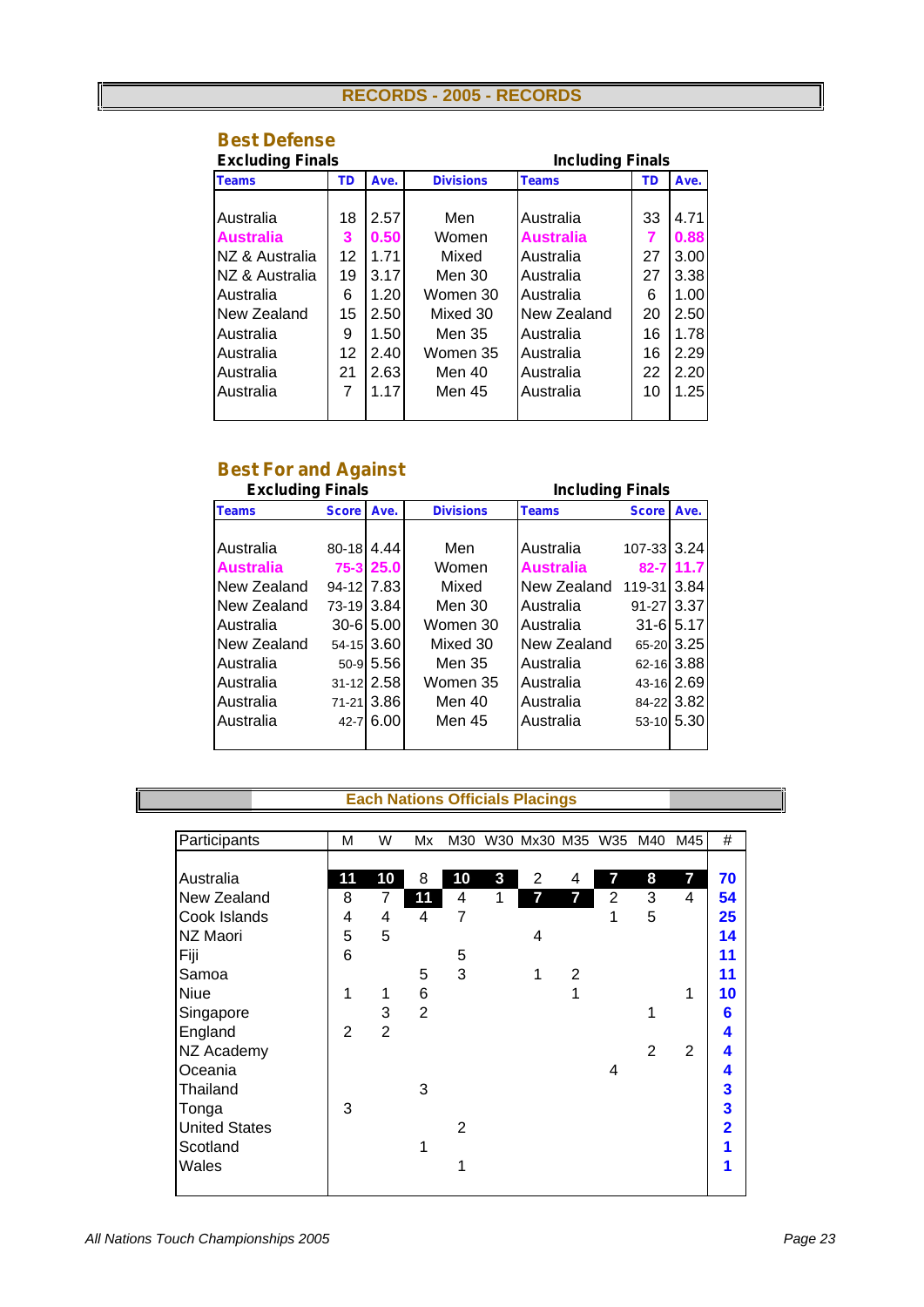# RECORDS - 2005 - RECORDS

## Best Defense

| Excluding Finals | | | | Including Finals | | |
|---|---|---|---|---|---|---|
| **Teams** | **TD** | **Ave.** | **Divisions** | **Teams** | **TD** | **Ave.** |
| Australia | 18 | 2.57 | Men | Australia | 33 | 4.71 |
| **Australia** | **3** | **0.50** | Women | **Australia** | **7** | **0.88** |
| NZ & Australia | 12 | 1.71 | Mixed | Australia | 27 | 3.00 |
| NZ & Australia | 19 | 3.17 | Men 30 | Australia | 27 | 3.38 |
| Australia | 6 | 1.20 | Women 30 | Australia | 6 | 1.00 |
| New Zealand | 15 | 2.50 | Mixed 30 | New Zealand | 20 | 2.50 |
| Australia | 9 | 1.50 | Men 35 | Australia | 16 | 1.78 |
| Australia | 12 | 2.40 | Women 35 | Australia | 16 | 2.29 |
| Australia | 21 | 2.63 | Men 40 | Australia | 22 | 2.20 |
| Australia | 7 | 1.17 | Men 45 | Australia | 10 | 1.25 |

## Best For and Against

| Excluding Finals | | | | Including Finals | | |
|---|---|---|---|---|---|---|
| **Teams** | **Score** | **Ave.** | **Divisions** | **Teams** | **Score** | **Ave.** |
| Australia | 80-18 | 4.44 | Men | Australia | 107-33 | 3.24 |
| **Australia** | **75-3** | **25.0** | Women | **Australia** | **82-7** | **11.7** |
| New Zealand | 94-12 | 7.83 | Mixed | New Zealand | 119-31 | 3.84 |
| New Zealand | 73-19 | 3.84 | Men 30 | Australia | 91-27 | 3.37 |
| Australia | 30-6 | 5.00 | Women 30 | Australia | 31-6 | 5.17 |
| New Zealand | 54-15 | 3.60 | Mixed 30 | New Zealand | 65-20 | 3.25 |
| Australia | 50-9 | 5.56 | Men 35 | Australia | 62-16 | 3.88 |
| Australia | 31-12 | 2.58 | Women 35 | Australia | 43-16 | 2.69 |
| Australia | 71-21 | 3.86 | Men 40 | Australia | 84-22 | 3.82 |
| Australia | 42-7 | 6.00 | Men 45 | Australia | 53-10 | 5.30 |

## Each Nations Officials Placings

| Participants | M | W | Mx | M30 | W30 | Mx30 | M35 | W35 | M40 | M45 | # |
|---|---|---|---|---|---|---|---|---|---|---|---|
| Australia | **11** | **10** | 8 | **10** | **3** | 2 | 4 | **7** | **8** | **7** | **70** |
| New Zealand | 8 | 7 | **11** | 4 | 1 | **7** | **7** | 2 | 3 | 4 | **54** |
| Cook Islands | 4 | 4 | 4 | 7 | | | | 1 | 5 | | **25** |
| NZ Maori | 5 | 5 | | | | 4 | | | | | **14** |
| Fiji | 6 | | | 5 | | | | | | | **11** |
| Samoa | | | 5 | 3 | | 1 | 2 | | | | **11** |
| Niue | 1 | 1 | 6 | | | | 1 | | | 1 | **10** |
| Singapore | | 3 | 2 | | | | | | 1 | | **6** |
| England | 2 | 2 | | | | | | | | | **4** |
| NZ Academy | | | | | | | | | 2 | 2 | **4** |
| Oceania | | | | | | | | 4 | | | **4** |
| Thailand | | | 3 | | | | | | | | **3** |
| Tonga | 3 | | | | | | | | | | **3** |
| United States | | | | 2 | | | | | | | **2** |
| Scotland | | | 1 | | | | | | | | **1** |
| Wales | | | | 1 | | | | | | | **1** |